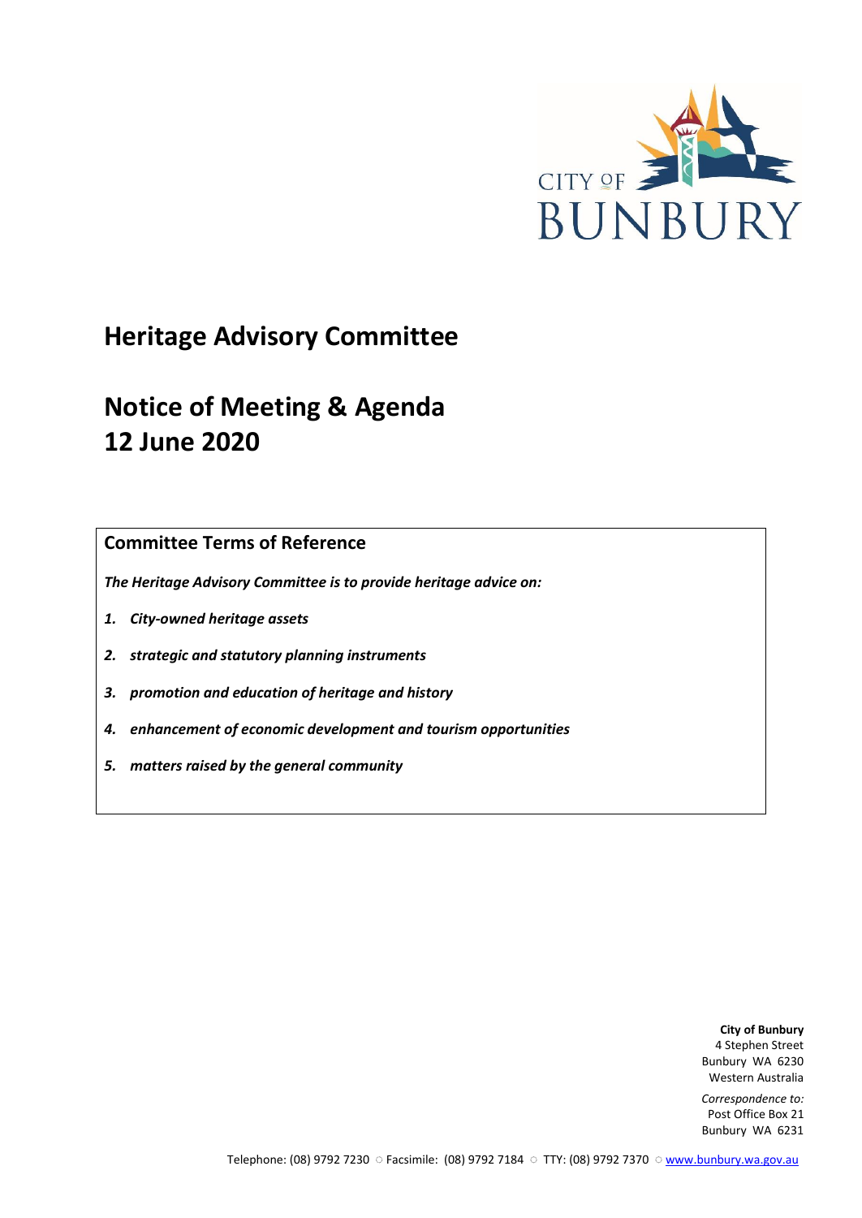CITY OF BUNBURY

# Heritage Advisory Committee

# Notice of Meeting & Agenda
# 12 June 2020

## Committee Terms of Reference

***The Heritage Advisory Committee is to provide heritage advice on:***

1. ***City-owned heritage assets***
2. ***strategic and statutory planning instruments***
3. ***promotion and education of heritage and history***
4. ***enhancement of economic development and tourism opportunities***
5. ***matters raised by the general community***

**City of Bunbury**
4 Stephen Street
Bunbury WA 6230
Western Australia

*Correspondence to:*
Post Office Box 21
Bunbury WA 6231

Telephone: (08) 9792 7230 ○ Facsimile: (08) 9792 7184 ○ TTY: (08) 9792 7370 ○ www.bunbury.wa.gov.au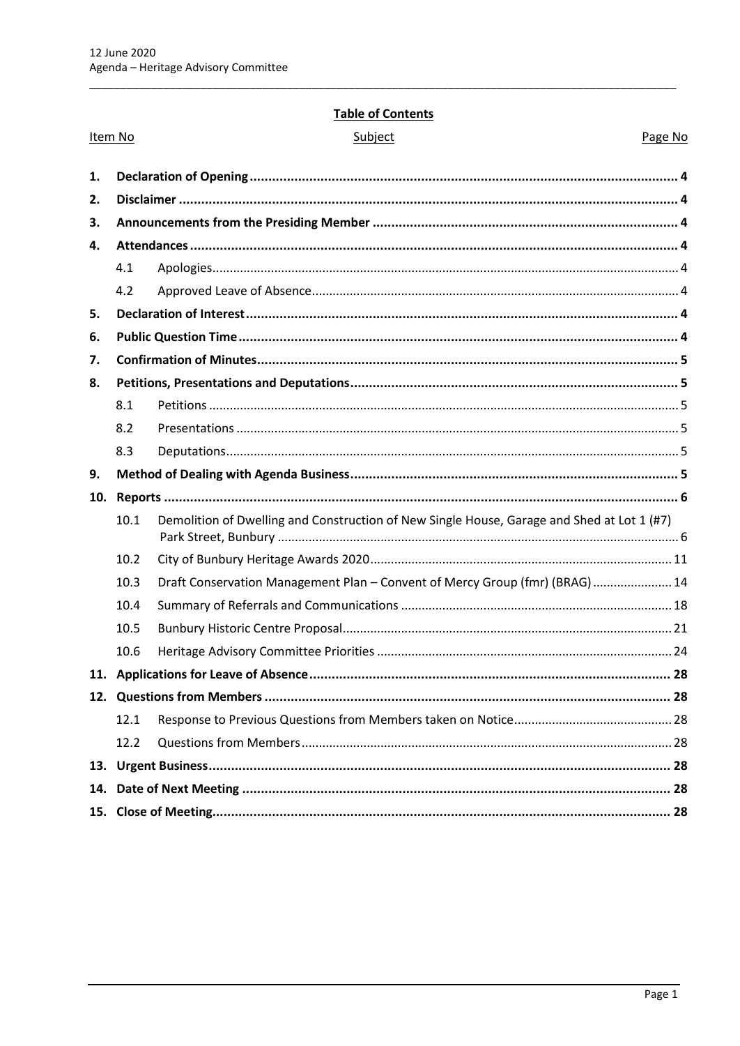## Table of Contents

| Item No | Subject | Page No |
| --- | --- | --- |
| **1.** | **Declaration of Opening** | **4** |
| **2.** | **Disclaimer** | **4** |
| **3.** | **Announcements from the Presiding Member** | **4** |
| **4.** | **Attendances** | **4** |
| 4.1 | Apologies | 4 |
| 4.2 | Approved Leave of Absence | 4 |
| **5.** | **Declaration of Interest** | **4** |
| **6.** | **Public Question Time** | **4** |
| **7.** | **Confirmation of Minutes** | **5** |
| **8.** | **Petitions, Presentations and Deputations** | **5** |
| 8.1 | Petitions | 5 |
| 8.2 | Presentations | 5 |
| 8.3 | Deputations | 5 |
| **9.** | **Method of Dealing with Agenda Business** | **5** |
| **10.** | **Reports** | **6** |
| 10.1 | Demolition of Dwelling and Construction of New Single House, Garage and Shed at Lot 1 (#7) Park Street, Bunbury | 6 |
| 10.2 | City of Bunbury Heritage Awards 2020 | 11 |
| 10.3 | Draft Conservation Management Plan – Convent of Mercy Group (fmr) (BRAG) | 14 |
| 10.4 | Summary of Referrals and Communications | 18 |
| 10.5 | Bunbury Historic Centre Proposal | 21 |
| 10.6 | Heritage Advisory Committee Priorities | 24 |
| **11.** | **Applications for Leave of Absence** | **28** |
| **12.** | **Questions from Members** | **28** |
| 12.1 | Response to Previous Questions from Members taken on Notice | 28 |
| 12.2 | Questions from Members | 28 |
| **13.** | **Urgent Business** | **28** |
| **14.** | **Date of Next Meeting** | **28** |
| **15.** | **Close of Meeting** | **28** |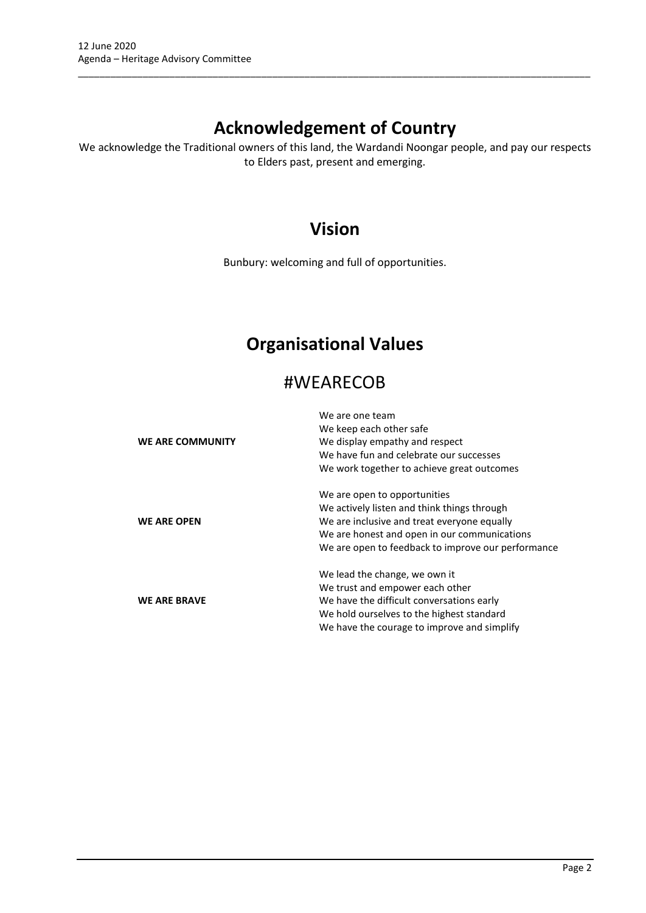# Acknowledgement of Country

We acknowledge the Traditional owners of this land, the Wardandi Noongar people, and pay our respects to Elders past, present and emerging.

# Vision

Bunbury: welcoming and full of opportunities.

# Organisational Values

## #WEARECOB

| | |
|---|---|
| **WE ARE COMMUNITY** | We are one team<br>We keep each other safe<br>We display empathy and respect<br>We have fun and celebrate our successes<br>We work together to achieve great outcomes |
| **WE ARE OPEN** | We are open to opportunities<br>We actively listen and think things through<br>We are inclusive and treat everyone equally<br>We are honest and open in our communications<br>We are open to feedback to improve our performance |
| **WE ARE BRAVE** | We lead the change, we own it<br>We trust and empower each other<br>We have the difficult conversations early<br>We hold ourselves to the highest standard<br>We have the courage to improve and simplify |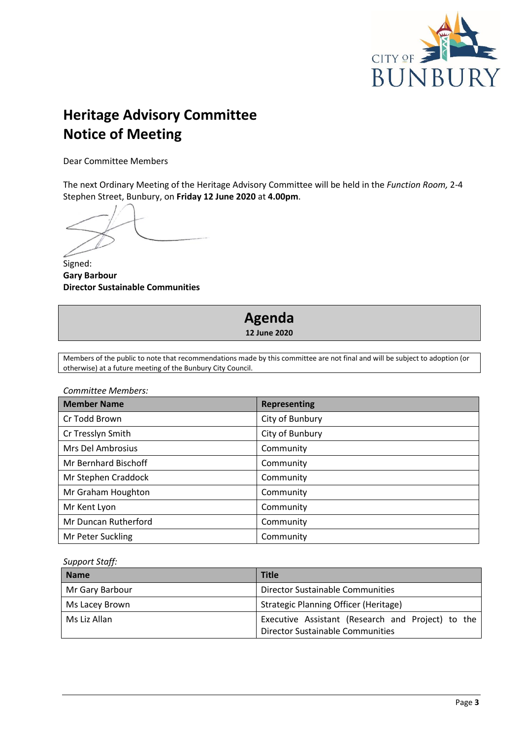# Heritage Advisory Committee
# Notice of Meeting

Dear Committee Members

The next Ordinary Meeting of the Heritage Advisory Committee will be held in the *Function Room,* 2-4 Stephen Street, Bunbury, on **Friday 12 June 2020** at **4.00pm**.

Signed:
**Gary Barbour**
**Director Sustainable Communities**

## Agenda
**12 June 2020**

Members of the public to note that recommendations made by this committee are not final and will be subject to adoption (or otherwise) at a future meeting of the Bunbury City Council.

*Committee Members:*

| Member Name | Representing |
| --- | --- |
| Cr Todd Brown | City of Bunbury |
| Cr Tresslyn Smith | City of Bunbury |
| Mrs Del Ambrosius | Community |
| Mr Bernhard Bischoff | Community |
| Mr Stephen Craddock | Community |
| Mr Graham Houghton | Community |
| Mr Kent Lyon | Community |
| Mr Duncan Rutherford | Community |
| Mr Peter Suckling | Community |

*Support Staff:*

| Name | Title |
| --- | --- |
| Mr Gary Barbour | Director Sustainable Communities |
| Ms Lacey Brown | Strategic Planning Officer (Heritage) |
| Ms Liz Allan | Executive Assistant (Research and Project) to the Director Sustainable Communities |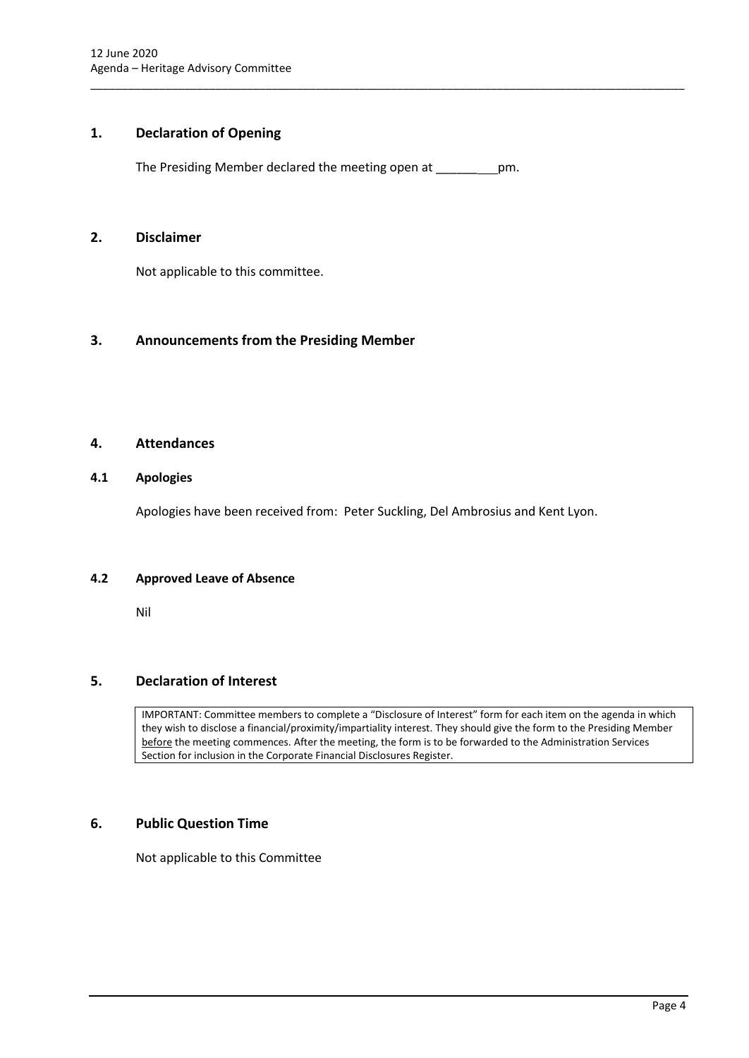## 1. Declaration of Opening

The Presiding Member declared the meeting open at _________pm.

## 2. Disclaimer

Not applicable to this committee.

## 3. Announcements from the Presiding Member

## 4. Attendances

### 4.1 Apologies

Apologies have been received from: Peter Suckling, Del Ambrosius and Kent Lyon.

### 4.2 Approved Leave of Absence

Nil

## 5. Declaration of Interest

IMPORTANT: Committee members to complete a "Disclosure of Interest" form for each item on the agenda in which they wish to disclose a financial/proximity/impartiality interest. They should give the form to the Presiding Member before the meeting commences. After the meeting, the form is to be forwarded to the Administration Services Section for inclusion in the Corporate Financial Disclosures Register.

## 6. Public Question Time

Not applicable to this Committee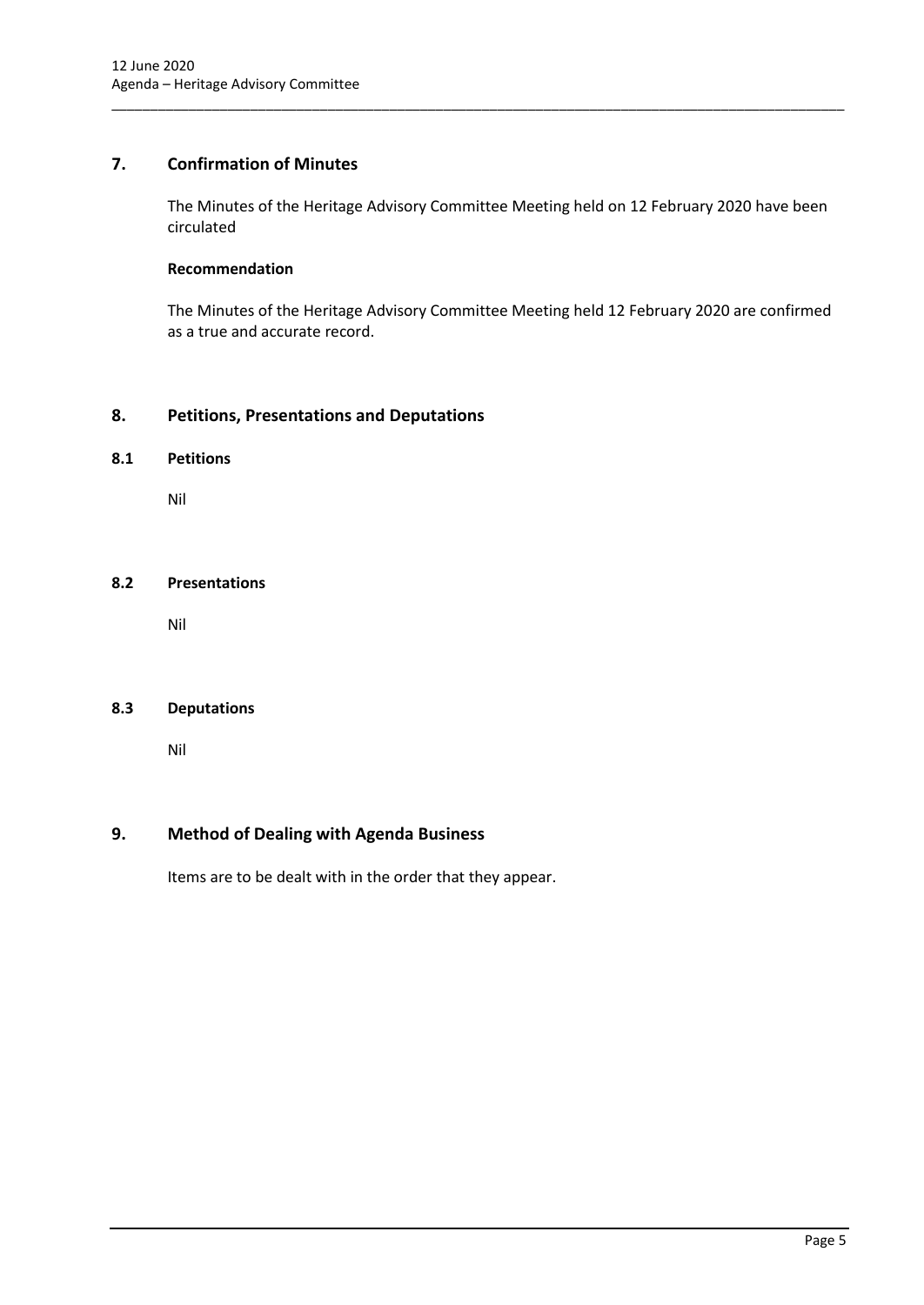## 7. Confirmation of Minutes

The Minutes of the Heritage Advisory Committee Meeting held on 12 February 2020 have been circulated

**Recommendation**

The Minutes of the Heritage Advisory Committee Meeting held 12 February 2020 are confirmed as a true and accurate record.

## 8. Petitions, Presentations and Deputations

### 8.1 Petitions

Nil

### 8.2 Presentations

Nil

### 8.3 Deputations

Nil

## 9. Method of Dealing with Agenda Business

Items are to be dealt with in the order that they appear.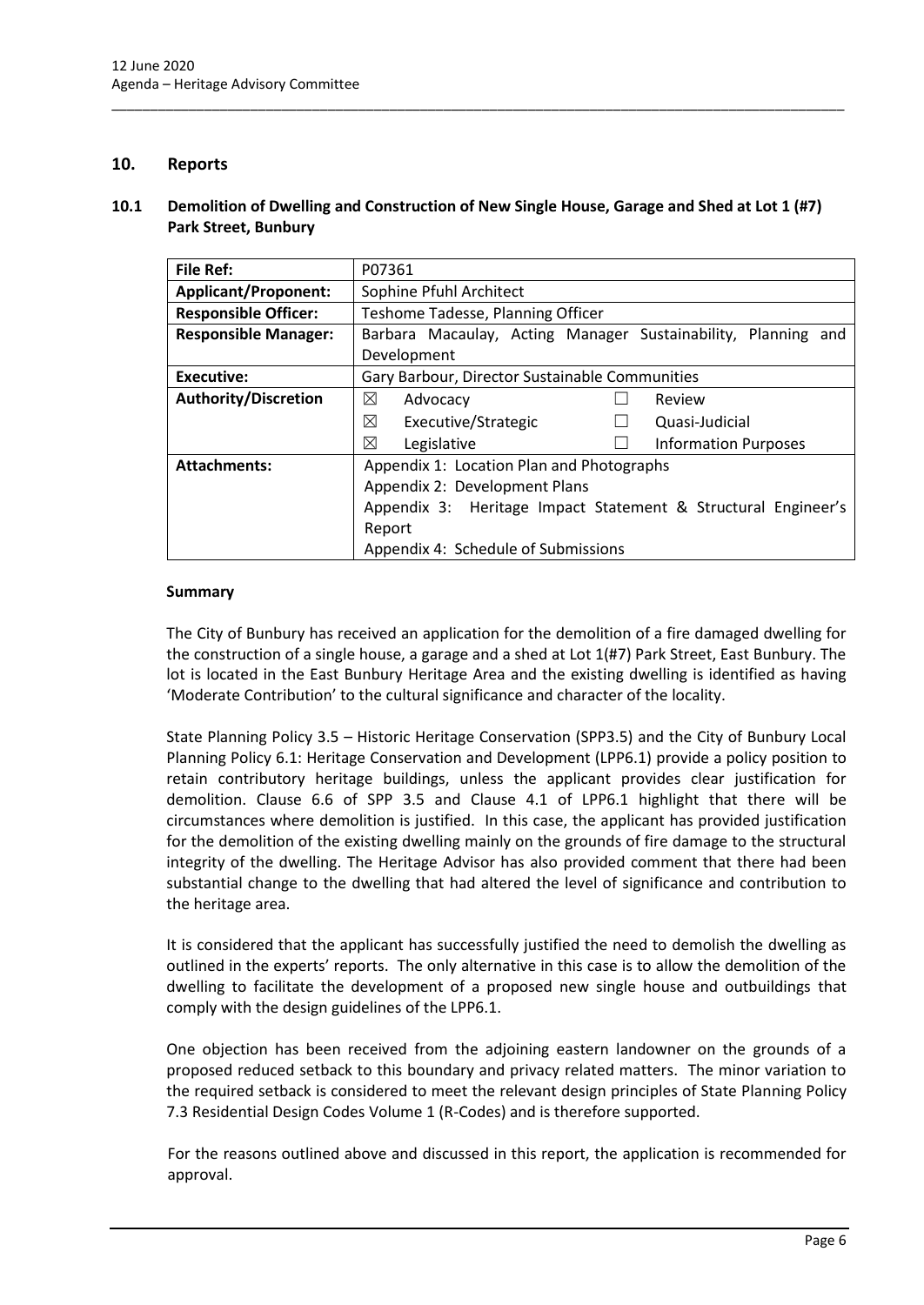## 10. Reports

### 10.1 Demolition of Dwelling and Construction of New Single House, Garage and Shed at Lot 1 (#7) Park Street, Bunbury

| **File Ref:** | P07361 | | | |
|---|---|---|---|---|
| **Applicant/Proponent:** | Sophine Pfuhl Architect | | | |
| **Responsible Officer:** | Teshome Tadesse, Planning Officer | | | |
| **Responsible Manager:** | Barbara Macaulay, Acting Manager Sustainability, Planning and Development | | | |
| **Executive:** | Gary Barbour, Director Sustainable Communities | | | |
| **Authority/Discretion** | ☒ | Advocacy | ☐ | Review |
| | ☒ | Executive/Strategic | ☐ | Quasi-Judicial |
| | ☒ | Legislative | ☐ | Information Purposes |
| **Attachments:** | Appendix 1: Location Plan and Photographs<br>Appendix 2: Development Plans<br>Appendix 3: Heritage Impact Statement & Structural Engineer's Report<br>Appendix 4: Schedule of Submissions | | | |

#### Summary

The City of Bunbury has received an application for the demolition of a fire damaged dwelling for the construction of a single house, a garage and a shed at Lot 1(#7) Park Street, East Bunbury. The lot is located in the East Bunbury Heritage Area and the existing dwelling is identified as having 'Moderate Contribution' to the cultural significance and character of the locality.

State Planning Policy 3.5 – Historic Heritage Conservation (SPP3.5) and the City of Bunbury Local Planning Policy 6.1: Heritage Conservation and Development (LPP6.1) provide a policy position to retain contributory heritage buildings, unless the applicant provides clear justification for demolition. Clause 6.6 of SPP 3.5 and Clause 4.1 of LPP6.1 highlight that there will be circumstances where demolition is justified. In this case, the applicant has provided justification for the demolition of the existing dwelling mainly on the grounds of fire damage to the structural integrity of the dwelling. The Heritage Advisor has also provided comment that there had been substantial change to the dwelling that had altered the level of significance and contribution to the heritage area.

It is considered that the applicant has successfully justified the need to demolish the dwelling as outlined in the experts' reports. The only alternative in this case is to allow the demolition of the dwelling to facilitate the development of a proposed new single house and outbuildings that comply with the design guidelines of the LPP6.1.

One objection has been received from the adjoining eastern landowner on the grounds of a proposed reduced setback to this boundary and privacy related matters. The minor variation to the required setback is considered to meet the relevant design principles of State Planning Policy 7.3 Residential Design Codes Volume 1 (R-Codes) and is therefore supported.

For the reasons outlined above and discussed in this report, the application is recommended for approval.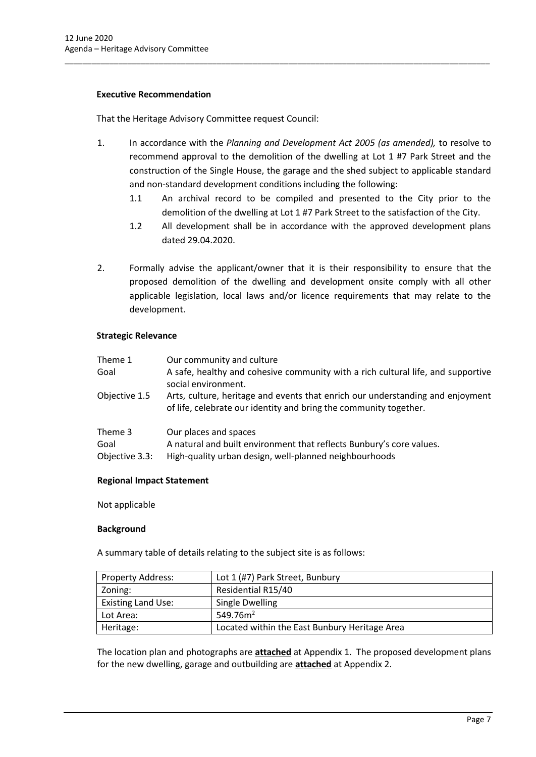**Executive Recommendation**

That the Heritage Advisory Committee request Council:

1. In accordance with the *Planning and Development Act 2005 (as amended),* to resolve to recommend approval to the demolition of the dwelling at Lot 1 #7 Park Street and the construction of the Single House, the garage and the shed subject to applicable standard and non-standard development conditions including the following:
   1.1 An archival record to be compiled and presented to the City prior to the demolition of the dwelling at Lot 1 #7 Park Street to the satisfaction of the City.
   1.2 All development shall be in accordance with the approved development plans dated 29.04.2020.

2. Formally advise the applicant/owner that it is their responsibility to ensure that the proposed demolition of the dwelling and development onsite comply with all other applicable legislation, local laws and/or licence requirements that may relate to the development.

**Strategic Relevance**

| | |
|---|---|
| Theme 1 | Our community and culture |
| Goal | A safe, healthy and cohesive community with a rich cultural life, and supportive social environment. |
| Objective 1.5 | Arts, culture, heritage and events that enrich our understanding and enjoyment of life, celebrate our identity and bring the community together. |
| Theme 3 | Our places and spaces |
| Goal | A natural and built environment that reflects Bunbury's core values. |
| Objective 3.3: | High-quality urban design, well-planned neighbourhoods |

**Regional Impact Statement**

Not applicable

**Background**

A summary table of details relating to the subject site is as follows:

| | |
|---|---|
| Property Address: | Lot 1 (#7) Park Street, Bunbury |
| Zoning: | Residential R15/40 |
| Existing Land Use: | Single Dwelling |
| Lot Area: | 549.76m$^2$ |
| Heritage: | Located within the East Bunbury Heritage Area |

The location plan and photographs are **attached** at Appendix 1. The proposed development plans for the new dwelling, garage and outbuilding are **attached** at Appendix 2.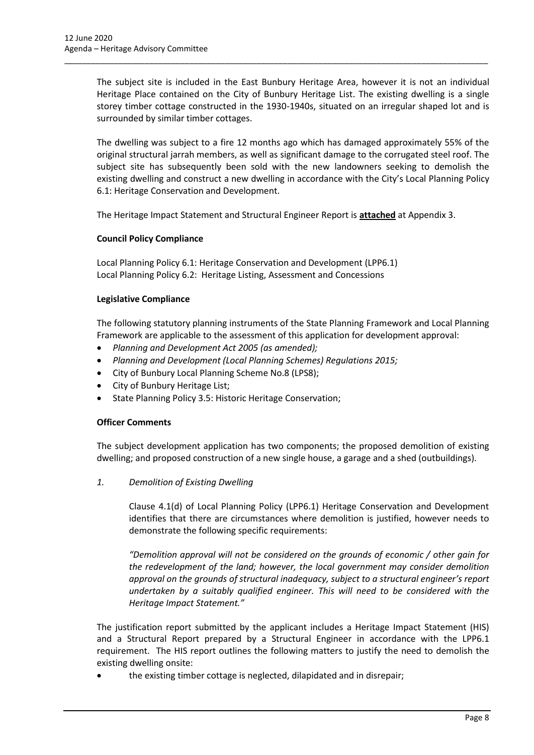The subject site is included in the East Bunbury Heritage Area, however it is not an individual Heritage Place contained on the City of Bunbury Heritage List. The existing dwelling is a single storey timber cottage constructed in the 1930-1940s, situated on an irregular shaped lot and is surrounded by similar timber cottages.

The dwelling was subject to a fire 12 months ago which has damaged approximately 55% of the original structural jarrah members, as well as significant damage to the corrugated steel roof. The subject site has subsequently been sold with the new landowners seeking to demolish the existing dwelling and construct a new dwelling in accordance with the City's Local Planning Policy 6.1: Heritage Conservation and Development.

The Heritage Impact Statement and Structural Engineer Report is **attached** at Appendix 3.

**Council Policy Compliance**

Local Planning Policy 6.1: Heritage Conservation and Development (LPP6.1)
Local Planning Policy 6.2: Heritage Listing, Assessment and Concessions

**Legislative Compliance**

The following statutory planning instruments of the State Planning Framework and Local Planning Framework are applicable to the assessment of this application for development approval:

- *Planning and Development Act 2005 (as amended);*
- *Planning and Development (Local Planning Schemes) Regulations 2015;*
- City of Bunbury Local Planning Scheme No.8 (LPS8);
- City of Bunbury Heritage List;
- State Planning Policy 3.5: Historic Heritage Conservation;

**Officer Comments**

The subject development application has two components; the proposed demolition of existing dwelling; and proposed construction of a new single house, a garage and a shed (outbuildings).

*1. Demolition of Existing Dwelling*

Clause 4.1(d) of Local Planning Policy (LPP6.1) Heritage Conservation and Development identifies that there are circumstances where demolition is justified, however needs to demonstrate the following specific requirements:

*"Demolition approval will not be considered on the grounds of economic / other gain for the redevelopment of the land; however, the local government may consider demolition approval on the grounds of structural inadequacy, subject to a structural engineer's report undertaken by a suitably qualified engineer. This will need to be considered with the Heritage Impact Statement."*

The justification report submitted by the applicant includes a Heritage Impact Statement (HIS) and a Structural Report prepared by a Structural Engineer in accordance with the LPP6.1 requirement. The HIS report outlines the following matters to justify the need to demolish the existing dwelling onsite:

- the existing timber cottage is neglected, dilapidated and in disrepair;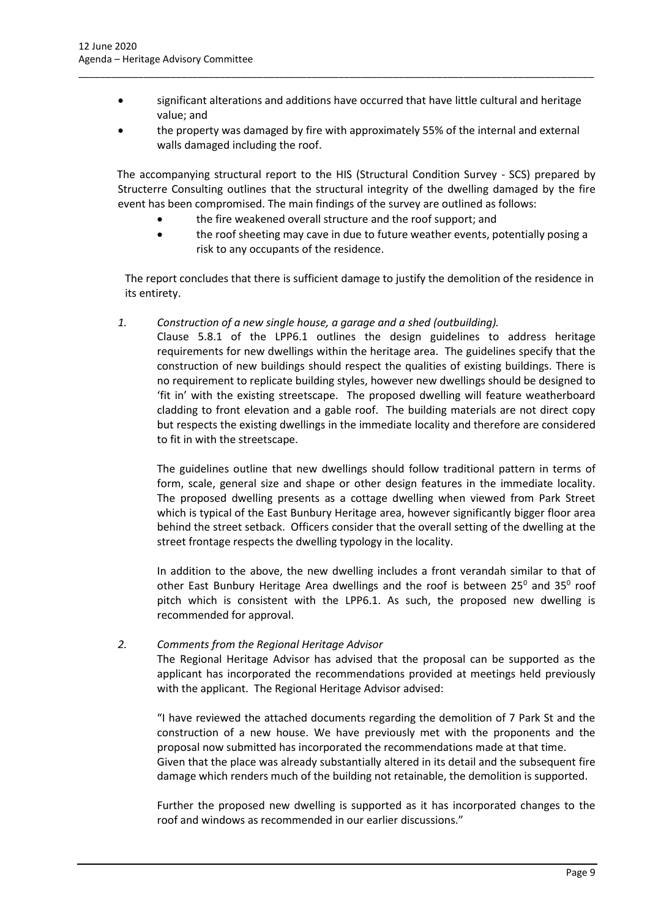- significant alterations and additions have occurred that have little cultural and heritage value; and
- the property was damaged by fire with approximately 55% of the internal and external walls damaged including the roof.

The accompanying structural report to the HIS (Structural Condition Survey - SCS) prepared by Structerre Consulting outlines that the structural integrity of the dwelling damaged by the fire event has been compromised. The main findings of the survey are outlined as follows:

- the fire weakened overall structure and the roof support; and
- the roof sheeting may cave in due to future weather events, potentially posing a risk to any occupants of the residence.

The report concludes that there is sufficient damage to justify the demolition of the residence in its entirety.

*1. Construction of a new single house, a garage and a shed (outbuilding).*

Clause 5.8.1 of the LPP6.1 outlines the design guidelines to address heritage requirements for new dwellings within the heritage area. The guidelines specify that the construction of new buildings should respect the qualities of existing buildings. There is no requirement to replicate building styles, however new dwellings should be designed to 'fit in' with the existing streetscape. The proposed dwelling will feature weatherboard cladding to front elevation and a gable roof. The building materials are not direct copy but respects the existing dwellings in the immediate locality and therefore are considered to fit in with the streetscape.

The guidelines outline that new dwellings should follow traditional pattern in terms of form, scale, general size and shape or other design features in the immediate locality. The proposed dwelling presents as a cottage dwelling when viewed from Park Street which is typical of the East Bunbury Heritage area, however significantly bigger floor area behind the street setback. Officers consider that the overall setting of the dwelling at the street frontage respects the dwelling typology in the locality.

In addition to the above, the new dwelling includes a front verandah similar to that of other East Bunbury Heritage Area dwellings and the roof is between $25^0$ and $35^0$ roof pitch which is consistent with the LPP6.1. As such, the proposed new dwelling is recommended for approval.

*2. Comments from the Regional Heritage Advisor*

The Regional Heritage Advisor has advised that the proposal can be supported as the applicant has incorporated the recommendations provided at meetings held previously with the applicant. The Regional Heritage Advisor advised:

"I have reviewed the attached documents regarding the demolition of 7 Park St and the construction of a new house. We have previously met with the proponents and the proposal now submitted has incorporated the recommendations made at that time.
Given that the place was already substantially altered in its detail and the subsequent fire damage which renders much of the building not retainable, the demolition is supported.

Further the proposed new dwelling is supported as it has incorporated changes to the roof and windows as recommended in our earlier discussions."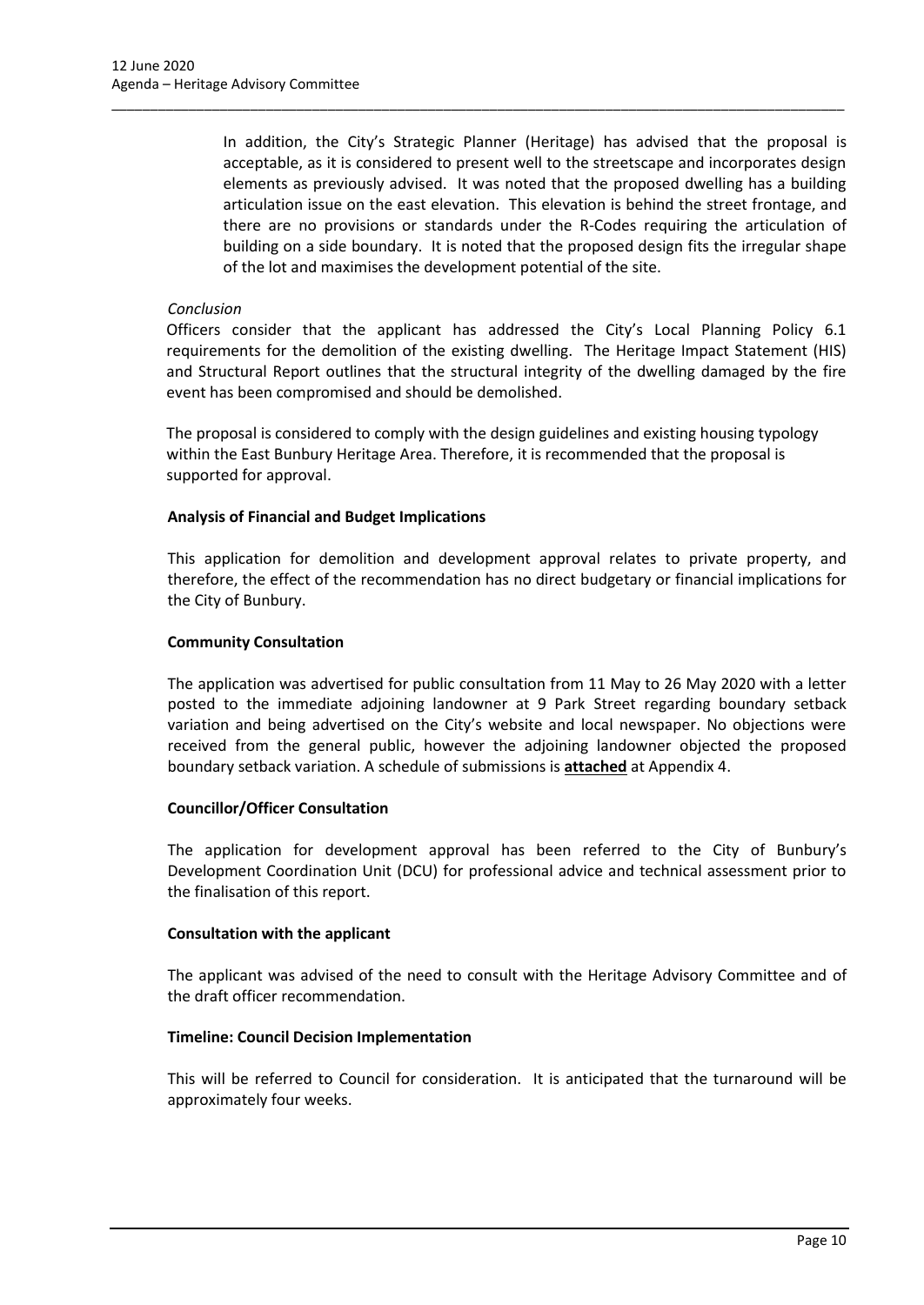In addition, the City's Strategic Planner (Heritage) has advised that the proposal is acceptable, as it is considered to present well to the streetscape and incorporates design elements as previously advised. It was noted that the proposed dwelling has a building articulation issue on the east elevation. This elevation is behind the street frontage, and there are no provisions or standards under the R-Codes requiring the articulation of building on a side boundary. It is noted that the proposed design fits the irregular shape of the lot and maximises the development potential of the site.

*Conclusion*

Officers consider that the applicant has addressed the City's Local Planning Policy 6.1 requirements for the demolition of the existing dwelling. The Heritage Impact Statement (HIS) and Structural Report outlines that the structural integrity of the dwelling damaged by the fire event has been compromised and should be demolished.

The proposal is considered to comply with the design guidelines and existing housing typology within the East Bunbury Heritage Area. Therefore, it is recommended that the proposal is supported for approval.

**Analysis of Financial and Budget Implications**

This application for demolition and development approval relates to private property, and therefore, the effect of the recommendation has no direct budgetary or financial implications for the City of Bunbury.

**Community Consultation**

The application was advertised for public consultation from 11 May to 26 May 2020 with a letter posted to the immediate adjoining landowner at 9 Park Street regarding boundary setback variation and being advertised on the City's website and local newspaper. No objections were received from the general public, however the adjoining landowner objected the proposed boundary setback variation. A schedule of submissions is **attached** at Appendix 4.

**Councillor/Officer Consultation**

The application for development approval has been referred to the City of Bunbury's Development Coordination Unit (DCU) for professional advice and technical assessment prior to the finalisation of this report.

**Consultation with the applicant**

The applicant was advised of the need to consult with the Heritage Advisory Committee and of the draft officer recommendation.

**Timeline: Council Decision Implementation**

This will be referred to Council for consideration. It is anticipated that the turnaround will be approximately four weeks.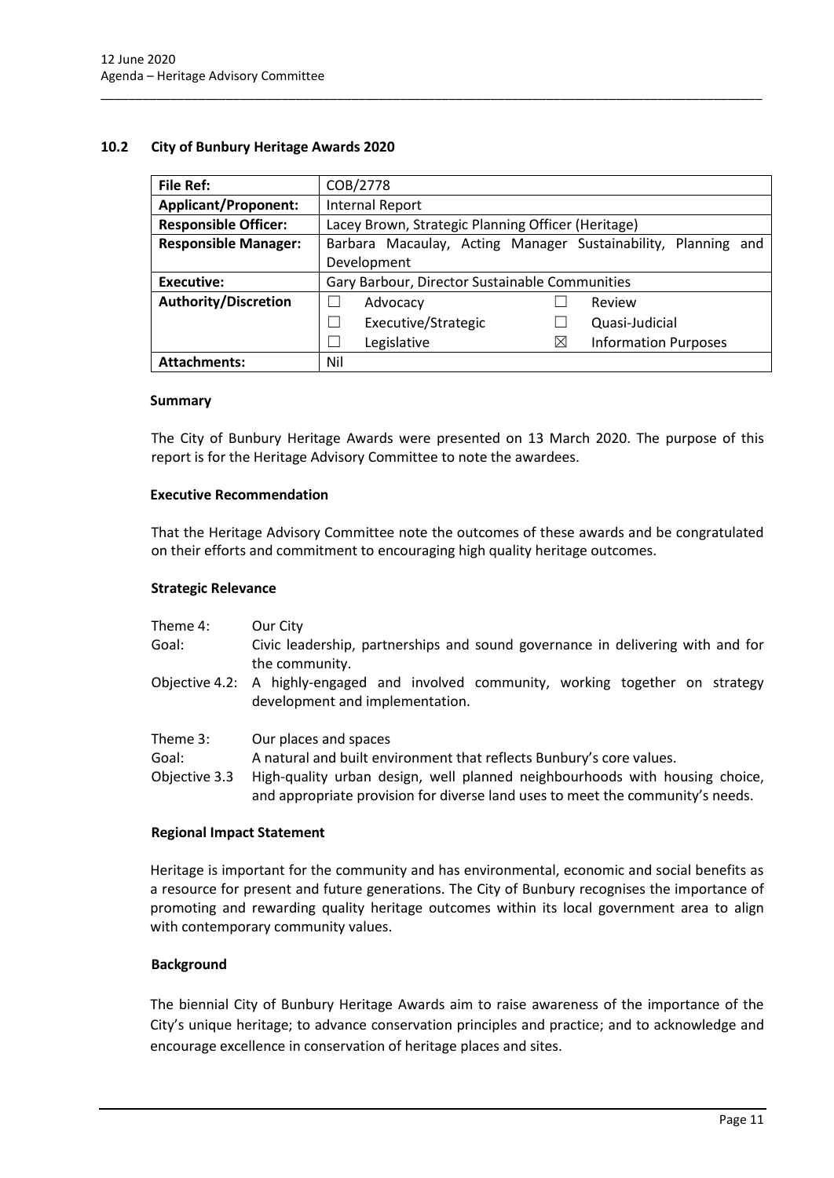## 10.2 City of Bunbury Heritage Awards 2020

| File Ref: | COB/2778 |
|---|---|
| **Applicant/Proponent:** | Internal Report |
| **Responsible Officer:** | Lacey Brown, Strategic Planning Officer (Heritage) |
| **Responsible Manager:** | Barbara Macaulay, Acting Manager Sustainability, Planning and Development |
| **Executive:** | Gary Barbour, Director Sustainable Communities |
| **Authority/Discretion** | ☐ Advocacy ☐ Review<br>☐ Executive/Strategic ☐ Quasi-Judicial<br>☐ Legislative ☒ Information Purposes |
| **Attachments:** | Nil |

### Summary

The City of Bunbury Heritage Awards were presented on 13 March 2020. The purpose of this report is for the Heritage Advisory Committee to note the awardees.

### Executive Recommendation

That the Heritage Advisory Committee note the outcomes of these awards and be congratulated on their efforts and commitment to encouraging high quality heritage outcomes.

### Strategic Relevance

Theme 4: Our City
Goal: Civic leadership, partnerships and sound governance in delivering with and for the community.
Objective 4.2: A highly-engaged and involved community, working together on strategy development and implementation.

Theme 3: Our places and spaces
Goal: A natural and built environment that reflects Bunbury's core values.
Objective 3.3 High-quality urban design, well planned neighbourhoods with housing choice, and appropriate provision for diverse land uses to meet the community's needs.

### Regional Impact Statement

Heritage is important for the community and has environmental, economic and social benefits as a resource for present and future generations. The City of Bunbury recognises the importance of promoting and rewarding quality heritage outcomes within its local government area to align with contemporary community values.

### Background

The biennial City of Bunbury Heritage Awards aim to raise awareness of the importance of the City's unique heritage; to advance conservation principles and practice; and to acknowledge and encourage excellence in conservation of heritage places and sites.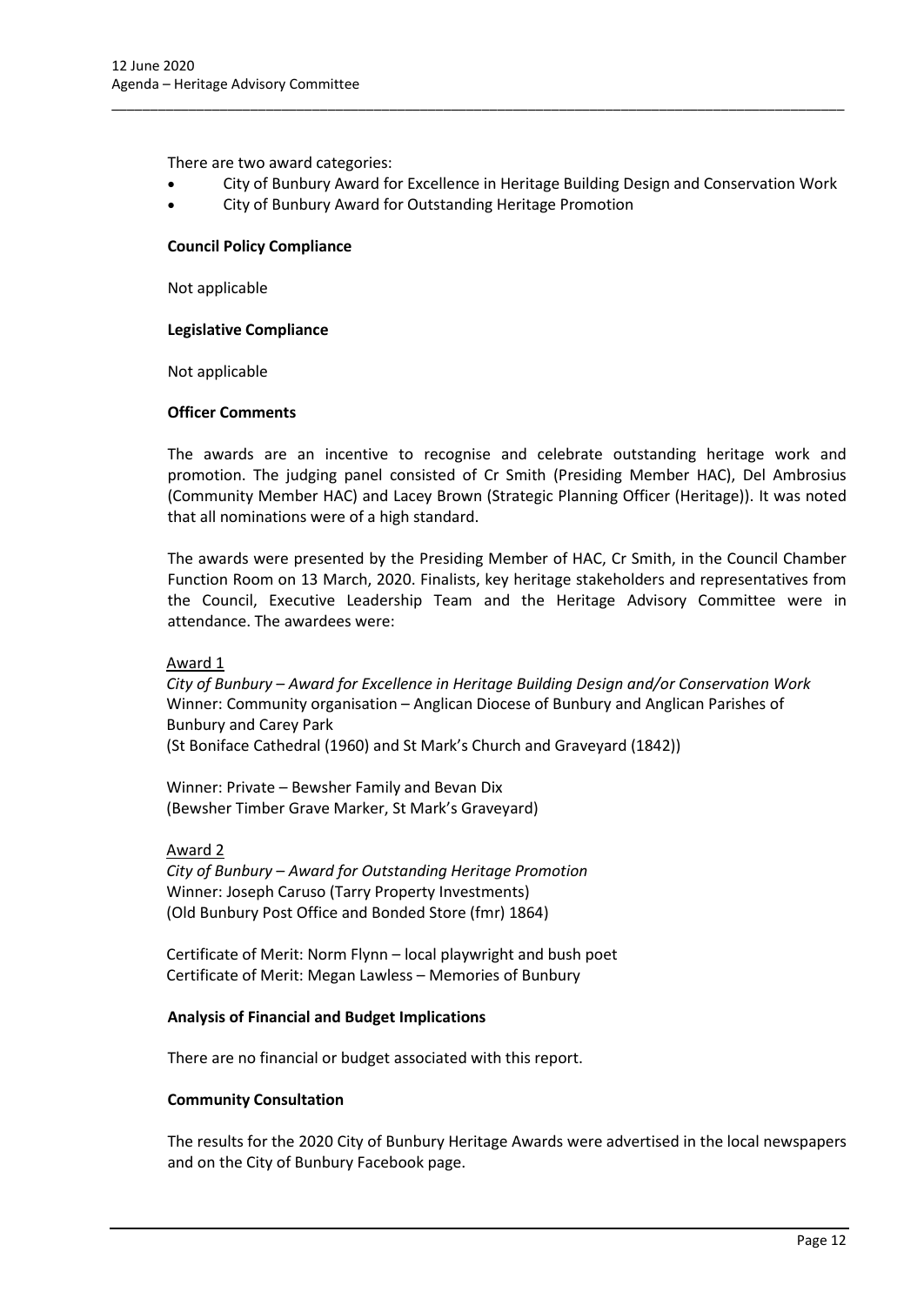There are two award categories:

- City of Bunbury Award for Excellence in Heritage Building Design and Conservation Work
- City of Bunbury Award for Outstanding Heritage Promotion

**Council Policy Compliance**

Not applicable

**Legislative Compliance**

Not applicable

**Officer Comments**

The awards are an incentive to recognise and celebrate outstanding heritage work and promotion. The judging panel consisted of Cr Smith (Presiding Member HAC), Del Ambrosius (Community Member HAC) and Lacey Brown (Strategic Planning Officer (Heritage)). It was noted that all nominations were of a high standard.

The awards were presented by the Presiding Member of HAC, Cr Smith, in the Council Chamber Function Room on 13 March, 2020. Finalists, key heritage stakeholders and representatives from the Council, Executive Leadership Team and the Heritage Advisory Committee were in attendance. The awardees were:

<u>Award 1</u>
*City of Bunbury – Award for Excellence in Heritage Building Design and/or Conservation Work*
Winner: Community organisation – Anglican Diocese of Bunbury and Anglican Parishes of Bunbury and Carey Park
(St Boniface Cathedral (1960) and St Mark's Church and Graveyard (1842))

Winner: Private – Bewsher Family and Bevan Dix
(Bewsher Timber Grave Marker, St Mark's Graveyard)

<u>Award 2</u>
*City of Bunbury – Award for Outstanding Heritage Promotion*
Winner: Joseph Caruso (Tarry Property Investments)
(Old Bunbury Post Office and Bonded Store (fmr) 1864)

Certificate of Merit: Norm Flynn – local playwright and bush poet
Certificate of Merit: Megan Lawless – Memories of Bunbury

**Analysis of Financial and Budget Implications**

There are no financial or budget associated with this report.

**Community Consultation**

The results for the 2020 City of Bunbury Heritage Awards were advertised in the local newspapers and on the City of Bunbury Facebook page.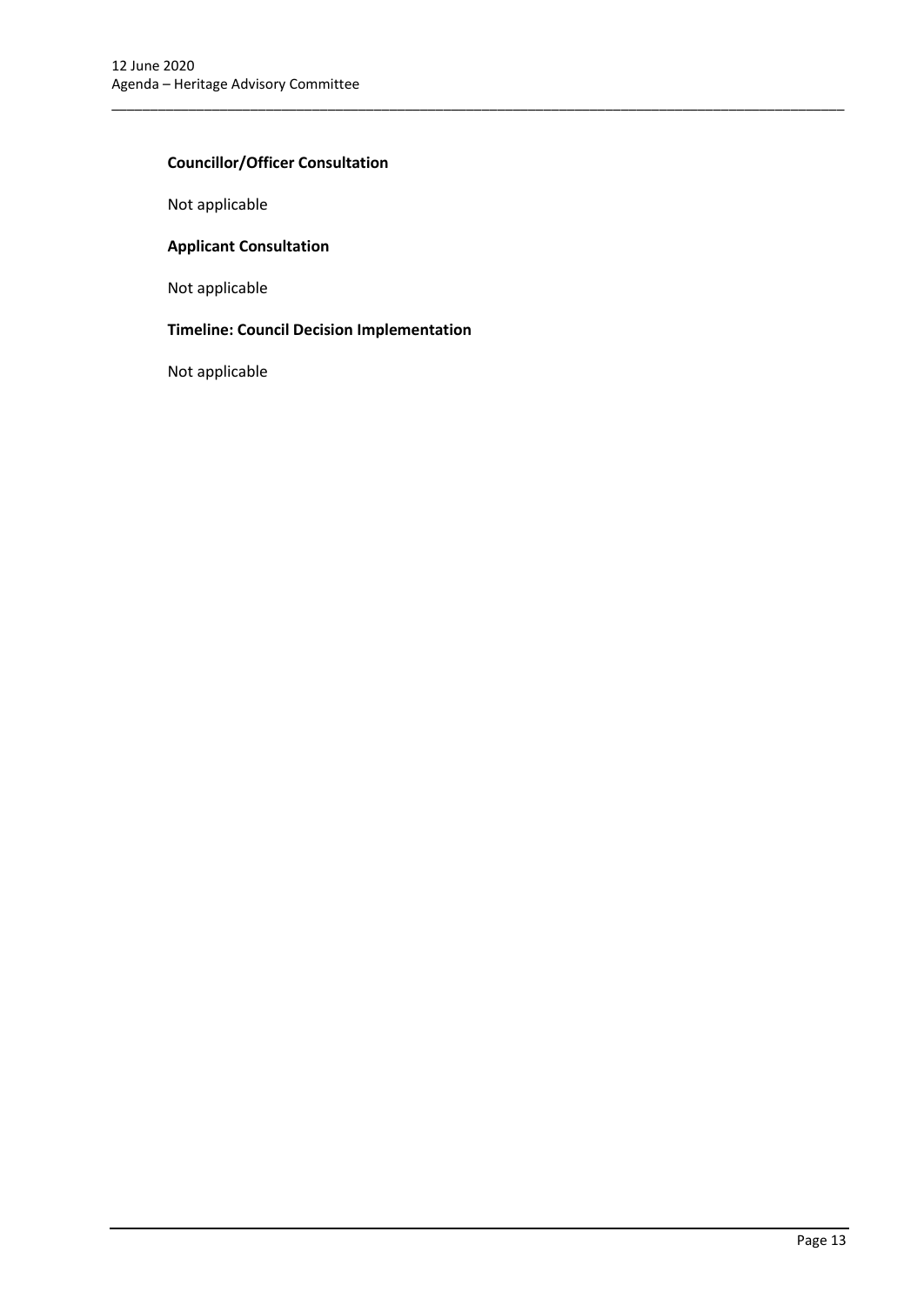**Councillor/Officer Consultation**

Not applicable

**Applicant Consultation**

Not applicable

**Timeline: Council Decision Implementation**

Not applicable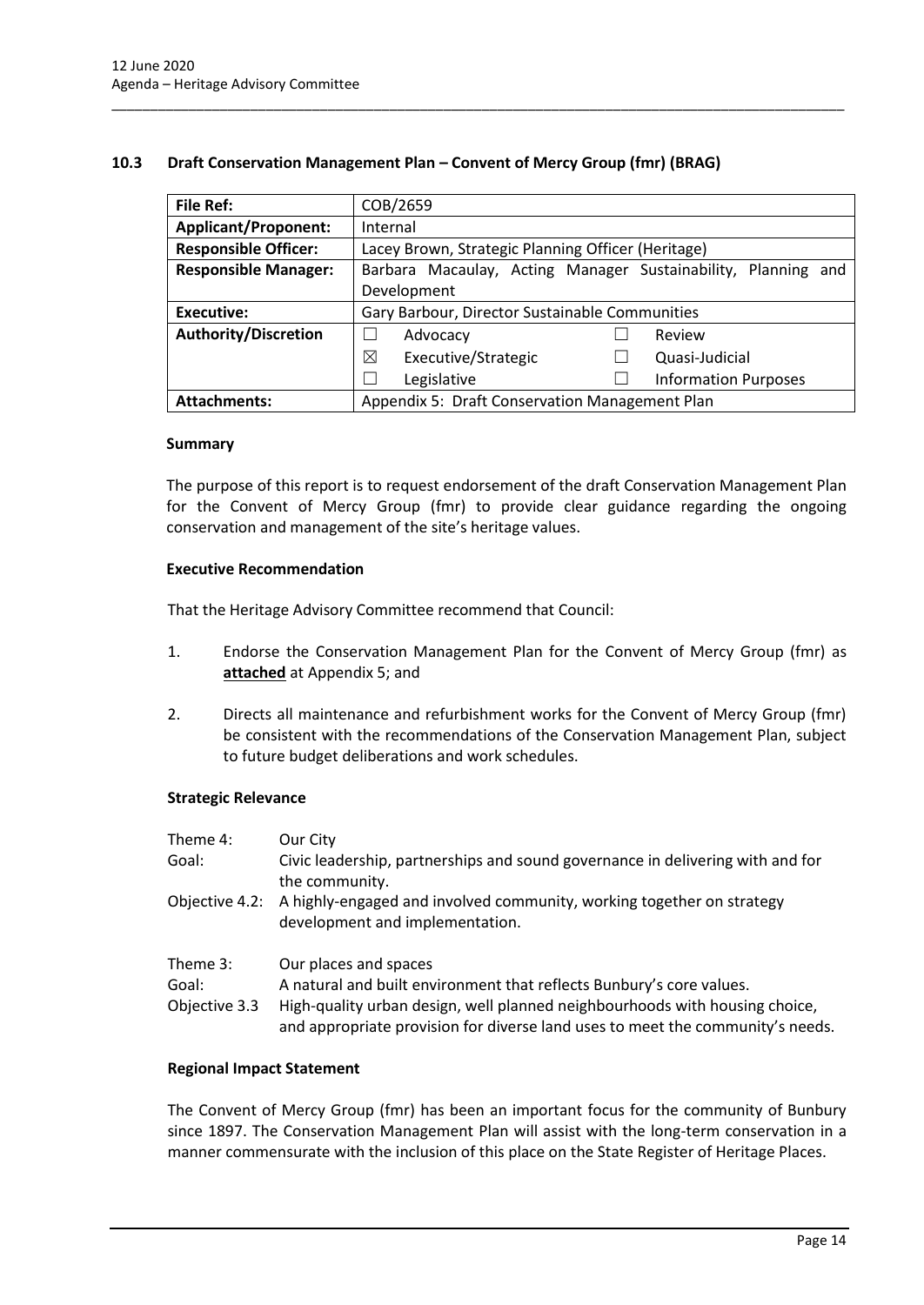## 10.3 Draft Conservation Management Plan – Convent of Mercy Group (fmr) (BRAG)

| **File Ref:** | COB/2659 | | | |
|---|---|---|---|---|
| **Applicant/Proponent:** | Internal | | | |
| **Responsible Officer:** | Lacey Brown, Strategic Planning Officer (Heritage) | | | |
| **Responsible Manager:** | Barbara Macaulay, Acting Manager Sustainability, Planning and Development | | | |
| **Executive:** | Gary Barbour, Director Sustainable Communities | | | |
| **Authority/Discretion** | ☐ | Advocacy | ☐ | Review |
| | ☒ | Executive/Strategic | ☐ | Quasi-Judicial |
| | ☐ | Legislative | ☐ | Information Purposes |
| **Attachments:** | Appendix 5: Draft Conservation Management Plan | | | |

### Summary

The purpose of this report is to request endorsement of the draft Conservation Management Plan for the Convent of Mercy Group (fmr) to provide clear guidance regarding the ongoing conservation and management of the site's heritage values.

### Executive Recommendation

That the Heritage Advisory Committee recommend that Council:

1. Endorse the Conservation Management Plan for the Convent of Mercy Group (fmr) as **attached** at Appendix 5; and

2. Directs all maintenance and refurbishment works for the Convent of Mercy Group (fmr) be consistent with the recommendations of the Conservation Management Plan, subject to future budget deliberations and work schedules.

### Strategic Relevance

| | |
|---|---|
| Theme 4: | Our City |
| Goal: | Civic leadership, partnerships and sound governance in delivering with and for the community. |
| Objective 4.2: | A highly-engaged and involved community, working together on strategy development and implementation. |
| | |
| Theme 3: | Our places and spaces |
| Goal: | A natural and built environment that reflects Bunbury's core values. |
| Objective 3.3 | High-quality urban design, well planned neighbourhoods with housing choice, and appropriate provision for diverse land uses to meet the community's needs. |

### Regional Impact Statement

The Convent of Mercy Group (fmr) has been an important focus for the community of Bunbury since 1897. The Conservation Management Plan will assist with the long-term conservation in a manner commensurate with the inclusion of this place on the State Register of Heritage Places.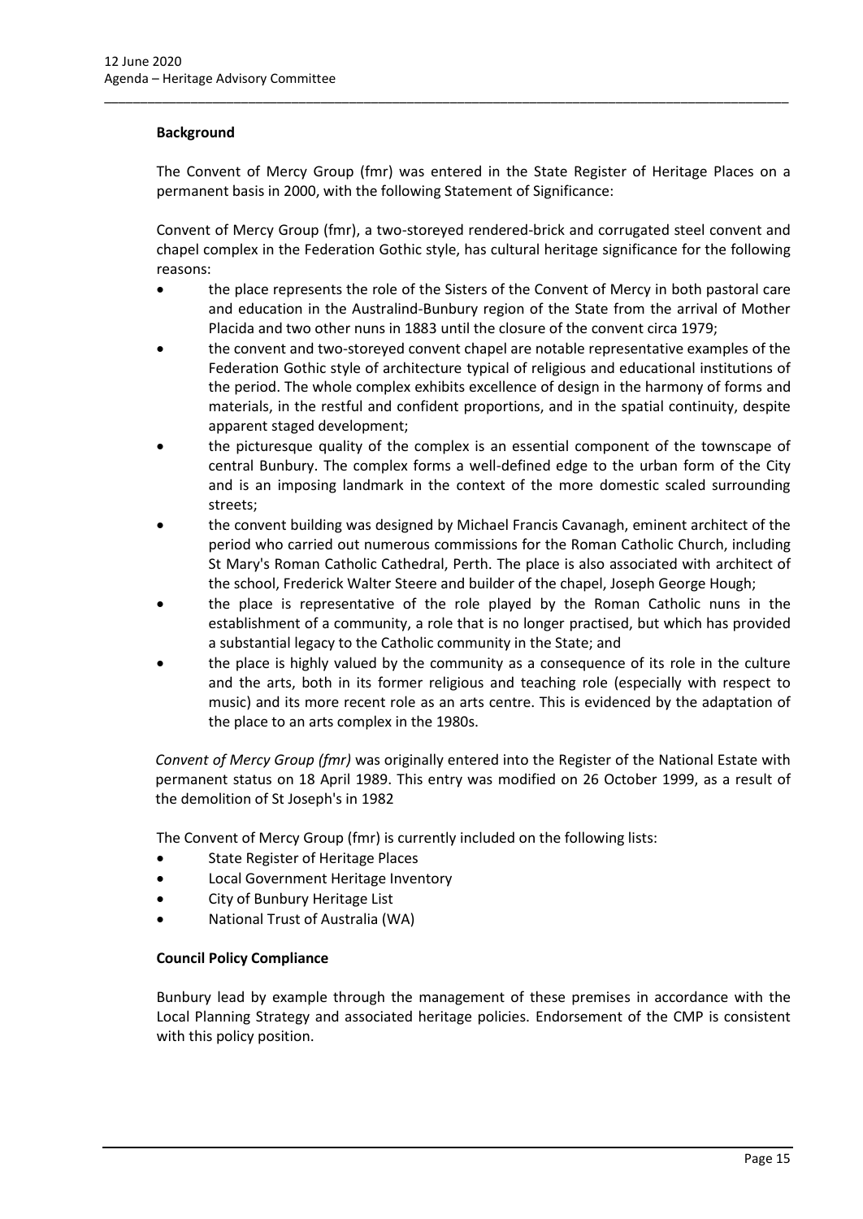**Background**

The Convent of Mercy Group (fmr) was entered in the State Register of Heritage Places on a permanent basis in 2000, with the following Statement of Significance:

Convent of Mercy Group (fmr), a two-storeyed rendered-brick and corrugated steel convent and chapel complex in the Federation Gothic style, has cultural heritage significance for the following reasons:

- the place represents the role of the Sisters of the Convent of Mercy in both pastoral care and education in the Australind-Bunbury region of the State from the arrival of Mother Placida and two other nuns in 1883 until the closure of the convent circa 1979;
- the convent and two-storeyed convent chapel are notable representative examples of the Federation Gothic style of architecture typical of religious and educational institutions of the period. The whole complex exhibits excellence of design in the harmony of forms and materials, in the restful and confident proportions, and in the spatial continuity, despite apparent staged development;
- the picturesque quality of the complex is an essential component of the townscape of central Bunbury. The complex forms a well-defined edge to the urban form of the City and is an imposing landmark in the context of the more domestic scaled surrounding streets;
- the convent building was designed by Michael Francis Cavanagh, eminent architect of the period who carried out numerous commissions for the Roman Catholic Church, including St Mary's Roman Catholic Cathedral, Perth. The place is also associated with architect of the school, Frederick Walter Steere and builder of the chapel, Joseph George Hough;
- the place is representative of the role played by the Roman Catholic nuns in the establishment of a community, a role that is no longer practised, but which has provided a substantial legacy to the Catholic community in the State; and
- the place is highly valued by the community as a consequence of its role in the culture and the arts, both in its former religious and teaching role (especially with respect to music) and its more recent role as an arts centre. This is evidenced by the adaptation of the place to an arts complex in the 1980s.

*Convent of Mercy Group (fmr)* was originally entered into the Register of the National Estate with permanent status on 18 April 1989. This entry was modified on 26 October 1999, as a result of the demolition of St Joseph's in 1982

The Convent of Mercy Group (fmr) is currently included on the following lists:

- State Register of Heritage Places
- Local Government Heritage Inventory
- City of Bunbury Heritage List
- National Trust of Australia (WA)

**Council Policy Compliance**

Bunbury lead by example through the management of these premises in accordance with the Local Planning Strategy and associated heritage policies. Endorsement of the CMP is consistent with this policy position.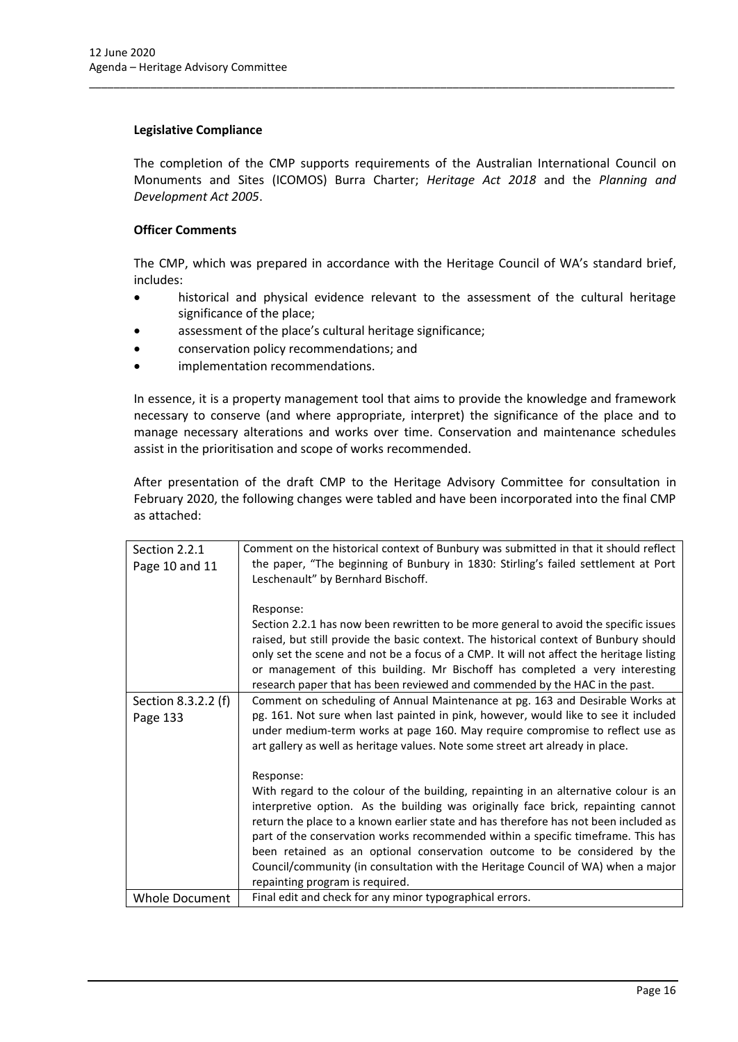**Legislative Compliance**

The completion of the CMP supports requirements of the Australian International Council on Monuments and Sites (ICOMOS) Burra Charter; *Heritage Act 2018* and the *Planning and Development Act 2005*.

**Officer Comments**

The CMP, which was prepared in accordance with the Heritage Council of WA's standard brief, includes:

- historical and physical evidence relevant to the assessment of the cultural heritage significance of the place;
- assessment of the place's cultural heritage significance;
- conservation policy recommendations; and
- implementation recommendations.

In essence, it is a property management tool that aims to provide the knowledge and framework necessary to conserve (and where appropriate, interpret) the significance of the place and to manage necessary alterations and works over time. Conservation and maintenance schedules assist in the prioritisation and scope of works recommended.

After presentation of the draft CMP to the Heritage Advisory Committee for consultation in February 2020, the following changes were tabled and have been incorporated into the final CMP as attached:

| | |
|---|---|
| Section 2.2.1<br>Page 10 and 11 | Comment on the historical context of Bunbury was submitted in that it should reflect the paper, "The beginning of Bunbury in 1830: Stirling's failed settlement at Port Leschenault" by Bernhard Bischoff.<br><br>Response:<br>Section 2.2.1 has now been rewritten to be more general to avoid the specific issues raised, but still provide the basic context. The historical context of Bunbury should only set the scene and not be a focus of a CMP. It will not affect the heritage listing or management of this building. Mr Bischoff has completed a very interesting research paper that has been reviewed and commended by the HAC in the past. |
| Section 8.3.2.2 (f)<br>Page 133 | Comment on scheduling of Annual Maintenance at pg. 163 and Desirable Works at pg. 161. Not sure when last painted in pink, however, would like to see it included under medium-term works at page 160. May require compromise to reflect use as art gallery as well as heritage values. Note some street art already in place.<br><br>Response:<br>With regard to the colour of the building, repainting in an alternative colour is an interpretive option. As the building was originally face brick, repainting cannot return the place to a known earlier state and has therefore has not been included as part of the conservation works recommended within a specific timeframe. This has been retained as an optional conservation outcome to be considered by the Council/community (in consultation with the Heritage Council of WA) when a major repainting program is required. |
| Whole Document | Final edit and check for any minor typographical errors. |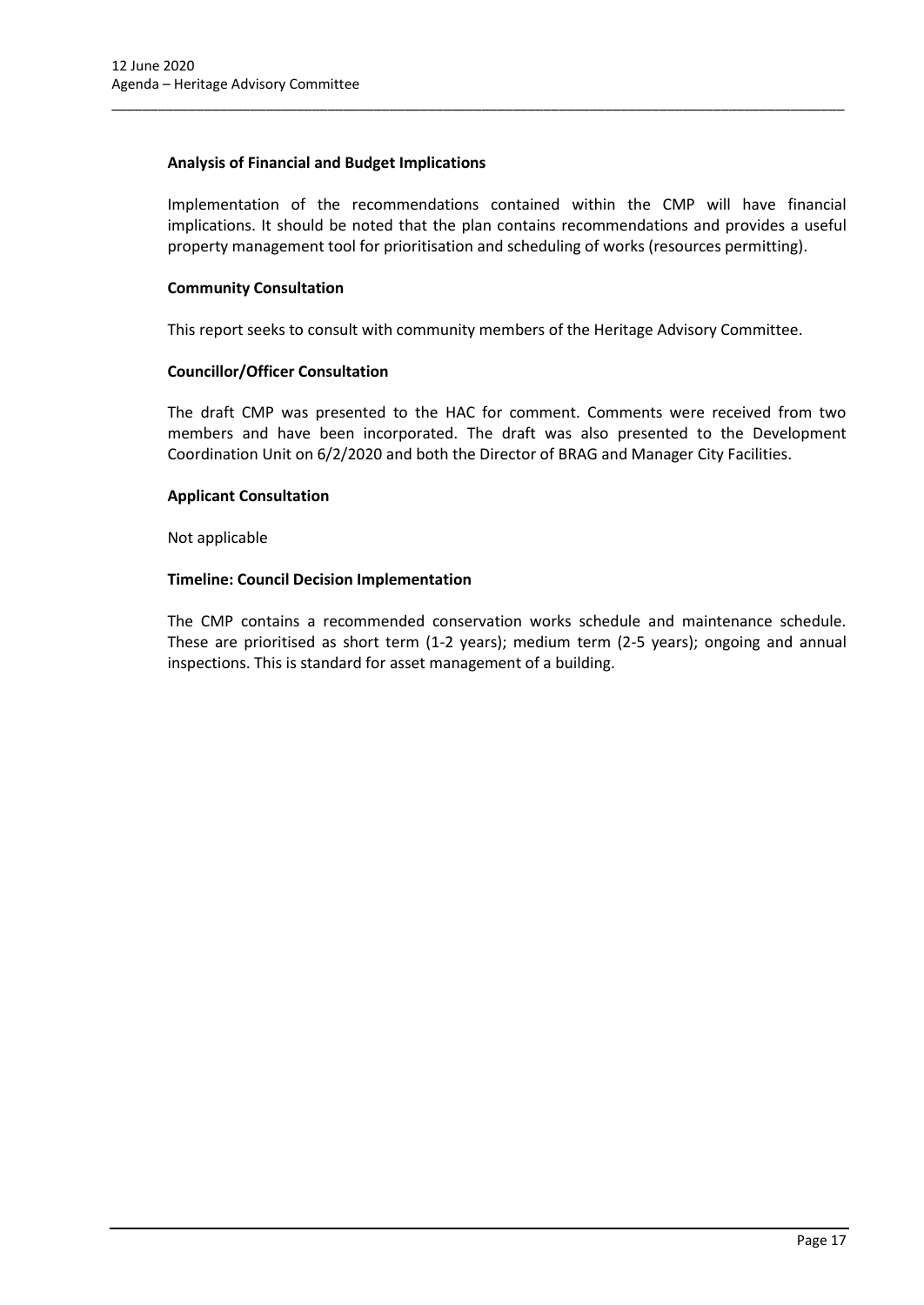**Analysis of Financial and Budget Implications**

Implementation of the recommendations contained within the CMP will have financial implications. It should be noted that the plan contains recommendations and provides a useful property management tool for prioritisation and scheduling of works (resources permitting).

**Community Consultation**

This report seeks to consult with community members of the Heritage Advisory Committee.

**Councillor/Officer Consultation**

The draft CMP was presented to the HAC for comment. Comments were received from two members and have been incorporated. The draft was also presented to the Development Coordination Unit on 6/2/2020 and both the Director of BRAG and Manager City Facilities.

**Applicant Consultation**

Not applicable

**Timeline: Council Decision Implementation**

The CMP contains a recommended conservation works schedule and maintenance schedule. These are prioritised as short term (1-2 years); medium term (2-5 years); ongoing and annual inspections. This is standard for asset management of a building.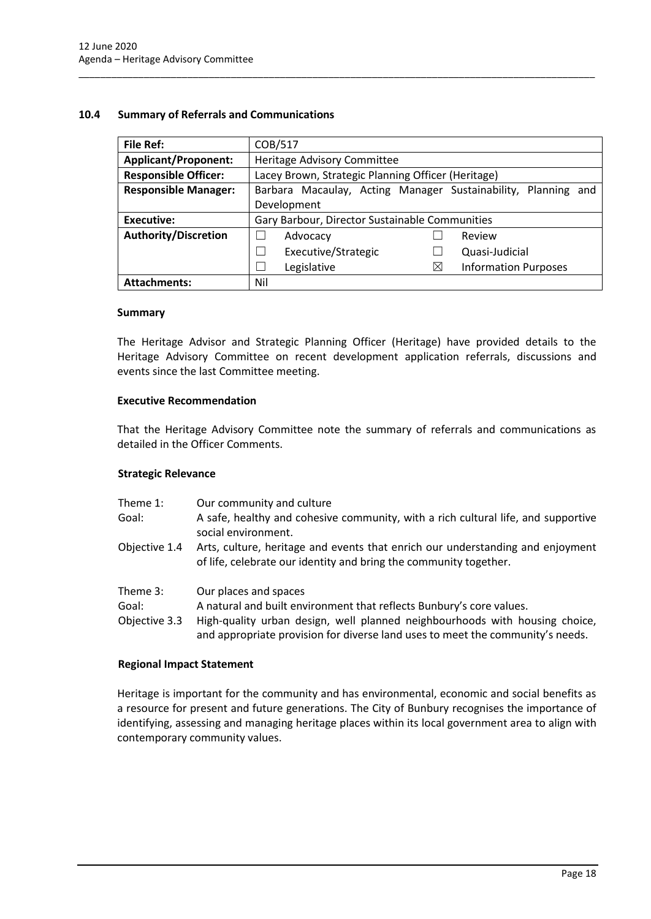## 10.4 Summary of Referrals and Communications

| **File Ref:** | COB/517 |
|---|---|
| **Applicant/Proponent:** | Heritage Advisory Committee |
| **Responsible Officer:** | Lacey Brown, Strategic Planning Officer (Heritage) |
| **Responsible Manager:** | Barbara Macaulay, Acting Manager Sustainability, Planning and Development |
| **Executive:** | Gary Barbour, Director Sustainable Communities |
| **Authority/Discretion** | ☐ Advocacy ☐ Review<br>☐ Executive/Strategic ☐ Quasi-Judicial<br>☐ Legislative ☒ Information Purposes |
| **Attachments:** | Nil |

### Summary

The Heritage Advisor and Strategic Planning Officer (Heritage) have provided details to the Heritage Advisory Committee on recent development application referrals, discussions and events since the last Committee meeting.

### Executive Recommendation

That the Heritage Advisory Committee note the summary of referrals and communications as detailed in the Officer Comments.

### Strategic Relevance

Theme 1: Our community and culture
Goal: A safe, healthy and cohesive community, with a rich cultural life, and supportive social environment.
Objective 1.4 Arts, culture, heritage and events that enrich our understanding and enjoyment of life, celebrate our identity and bring the community together.

Theme 3: Our places and spaces
Goal: A natural and built environment that reflects Bunbury's core values.
Objective 3.3 High-quality urban design, well planned neighbourhoods with housing choice, and appropriate provision for diverse land uses to meet the community's needs.

### Regional Impact Statement

Heritage is important for the community and has environmental, economic and social benefits as a resource for present and future generations. The City of Bunbury recognises the importance of identifying, assessing and managing heritage places within its local government area to align with contemporary community values.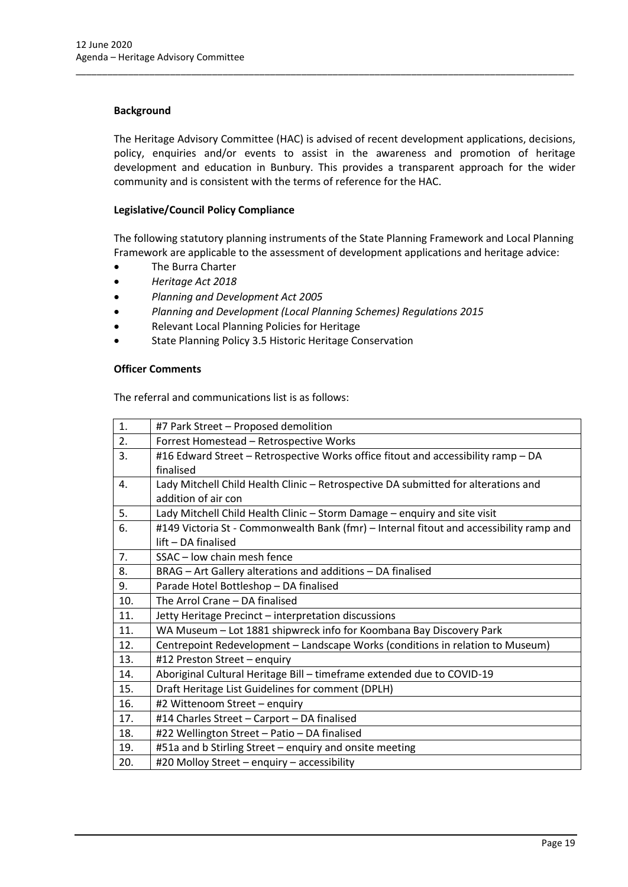**Background**

The Heritage Advisory Committee (HAC) is advised of recent development applications, decisions, policy, enquiries and/or events to assist in the awareness and promotion of heritage development and education in Bunbury. This provides a transparent approach for the wider community and is consistent with the terms of reference for the HAC.

**Legislative/Council Policy Compliance**

The following statutory planning instruments of the State Planning Framework and Local Planning Framework are applicable to the assessment of development applications and heritage advice:

- The Burra Charter
- *Heritage Act 2018*
- *Planning and Development Act 2005*
- *Planning and Development (Local Planning Schemes) Regulations 2015*
- Relevant Local Planning Policies for Heritage
- State Planning Policy 3.5 Historic Heritage Conservation

**Officer Comments**

The referral and communications list is as follows:

| | |
|---|---|
| 1. | #7 Park Street – Proposed demolition |
| 2. | Forrest Homestead – Retrospective Works |
| 3. | #16 Edward Street – Retrospective Works office fitout and accessibility ramp – DA finalised |
| 4. | Lady Mitchell Child Health Clinic – Retrospective DA submitted for alterations and addition of air con |
| 5. | Lady Mitchell Child Health Clinic – Storm Damage – enquiry and site visit |
| 6. | #149 Victoria St - Commonwealth Bank (fmr) – Internal fitout and accessibility ramp and lift – DA finalised |
| 7. | SSAC – low chain mesh fence |
| 8. | BRAG – Art Gallery alterations and additions – DA finalised |
| 9. | Parade Hotel Bottleshop – DA finalised |
| 10. | The Arrol Crane – DA finalised |
| 11. | Jetty Heritage Precinct – interpretation discussions |
| 11. | WA Museum – Lot 1881 shipwreck info for Koombana Bay Discovery Park |
| 12. | Centrepoint Redevelopment – Landscape Works (conditions in relation to Museum) |
| 13. | #12 Preston Street – enquiry |
| 14. | Aboriginal Cultural Heritage Bill – timeframe extended due to COVID-19 |
| 15. | Draft Heritage List Guidelines for comment (DPLH) |
| 16. | #2 Wittenoom Street – enquiry |
| 17. | #14 Charles Street – Carport – DA finalised |
| 18. | #22 Wellington Street – Patio – DA finalised |
| 19. | #51a and b Stirling Street – enquiry and onsite meeting |
| 20. | #20 Molloy Street – enquiry – accessibility |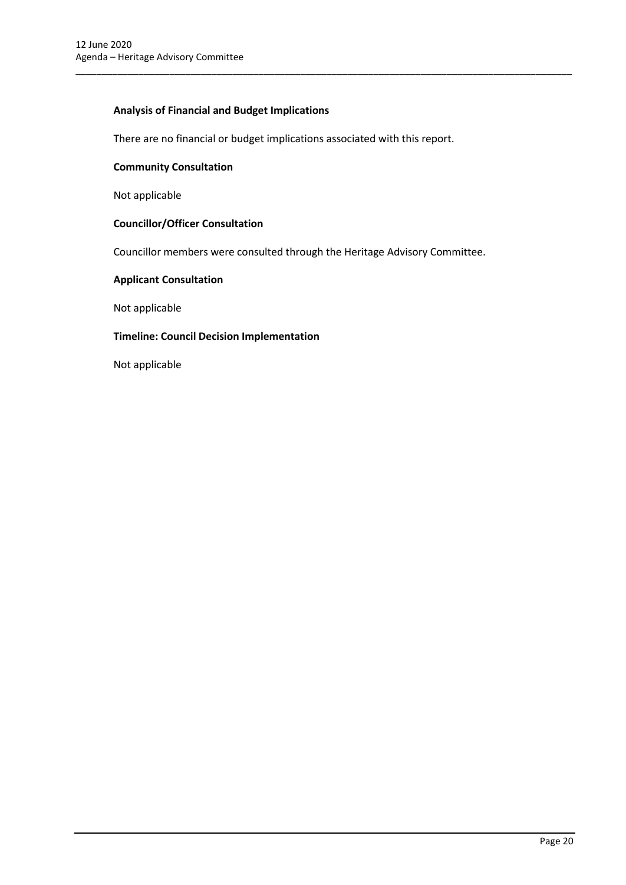**Analysis of Financial and Budget Implications**

There are no financial or budget implications associated with this report.

**Community Consultation**

Not applicable

**Councillor/Officer Consultation**

Councillor members were consulted through the Heritage Advisory Committee.

**Applicant Consultation**

Not applicable

**Timeline: Council Decision Implementation**

Not applicable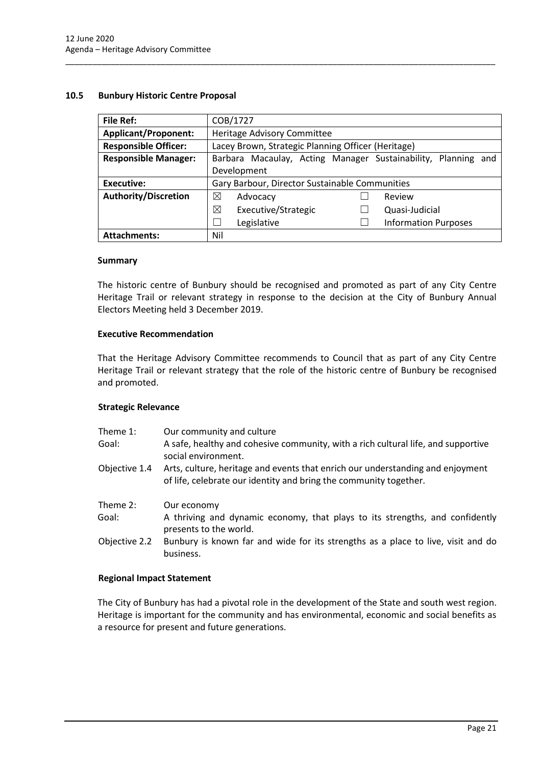## 10.5 Bunbury Historic Centre Proposal

| File Ref: | COB/1727 |
|---|---|
| Applicant/Proponent: | Heritage Advisory Committee |
| Responsible Officer: | Lacey Brown, Strategic Planning Officer (Heritage) |
| Responsible Manager: | Barbara Macaulay, Acting Manager Sustainability, Planning and Development |
| Executive: | Gary Barbour, Director Sustainable Communities |
| Authority/Discretion | ☒ Advocacy ☐ Review<br>☒ Executive/Strategic ☐ Quasi-Judicial<br>☐ Legislative ☐ Information Purposes |
| Attachments: | Nil |

### Summary

The historic centre of Bunbury should be recognised and promoted as part of any City Centre Heritage Trail or relevant strategy in response to the decision at the City of Bunbury Annual Electors Meeting held 3 December 2019.

### Executive Recommendation

That the Heritage Advisory Committee recommends to Council that as part of any City Centre Heritage Trail or relevant strategy that the role of the historic centre of Bunbury be recognised and promoted.

### Strategic Relevance

| | |
|---|---|
| Theme 1: | Our community and culture |
| Goal: | A safe, healthy and cohesive community, with a rich cultural life, and supportive social environment. |
| Objective 1.4 | Arts, culture, heritage and events that enrich our understanding and enjoyment of life, celebrate our identity and bring the community together. |
| Theme 2: | Our economy |
| Goal: | A thriving and dynamic economy, that plays to its strengths, and confidently presents to the world. |
| Objective 2.2 | Bunbury is known far and wide for its strengths as a place to live, visit and do business. |

### Regional Impact Statement

The City of Bunbury has had a pivotal role in the development of the State and south west region. Heritage is important for the community and has environmental, economic and social benefits as a resource for present and future generations.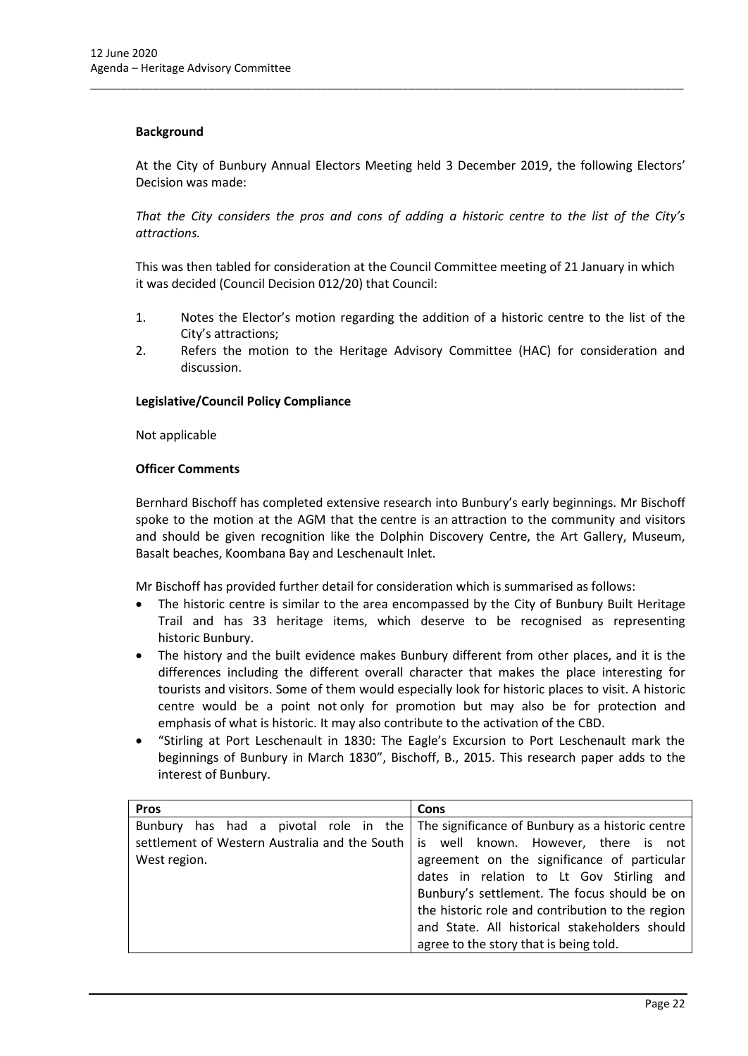**Background**

At the City of Bunbury Annual Electors Meeting held 3 December 2019, the following Electors' Decision was made:

*That the City considers the pros and cons of adding a historic centre to the list of the City's attractions.*

This was then tabled for consideration at the Council Committee meeting of 21 January in which it was decided (Council Decision 012/20) that Council:

1. Notes the Elector's motion regarding the addition of a historic centre to the list of the City's attractions;
2. Refers the motion to the Heritage Advisory Committee (HAC) for consideration and discussion.

**Legislative/Council Policy Compliance**

Not applicable

**Officer Comments**

Bernhard Bischoff has completed extensive research into Bunbury's early beginnings. Mr Bischoff spoke to the motion at the AGM that the centre is an attraction to the community and visitors and should be given recognition like the Dolphin Discovery Centre, the Art Gallery, Museum, Basalt beaches, Koombana Bay and Leschenault Inlet.

Mr Bischoff has provided further detail for consideration which is summarised as follows:

- The historic centre is similar to the area encompassed by the City of Bunbury Built Heritage Trail and has 33 heritage items, which deserve to be recognised as representing historic Bunbury.
- The history and the built evidence makes Bunbury different from other places, and it is the differences including the different overall character that makes the place interesting for tourists and visitors. Some of them would especially look for historic places to visit. A historic centre would be a point not only for promotion but may also be for protection and emphasis of what is historic. It may also contribute to the activation of the CBD.
- "Stirling at Port Leschenault in 1830: The Eagle's Excursion to Port Leschenault mark the beginnings of Bunbury in March 1830", Bischoff, B., 2015. This research paper adds to the interest of Bunbury.

| Pros | Cons |
|---|---|
| Bunbury has had a pivotal role in the settlement of Western Australia and the South West region. | The significance of Bunbury as a historic centre is well known. However, there is not agreement on the significance of particular dates in relation to Lt Gov Stirling and Bunbury's settlement. The focus should be on the historic role and contribution to the region and State. All historical stakeholders should agree to the story that is being told. |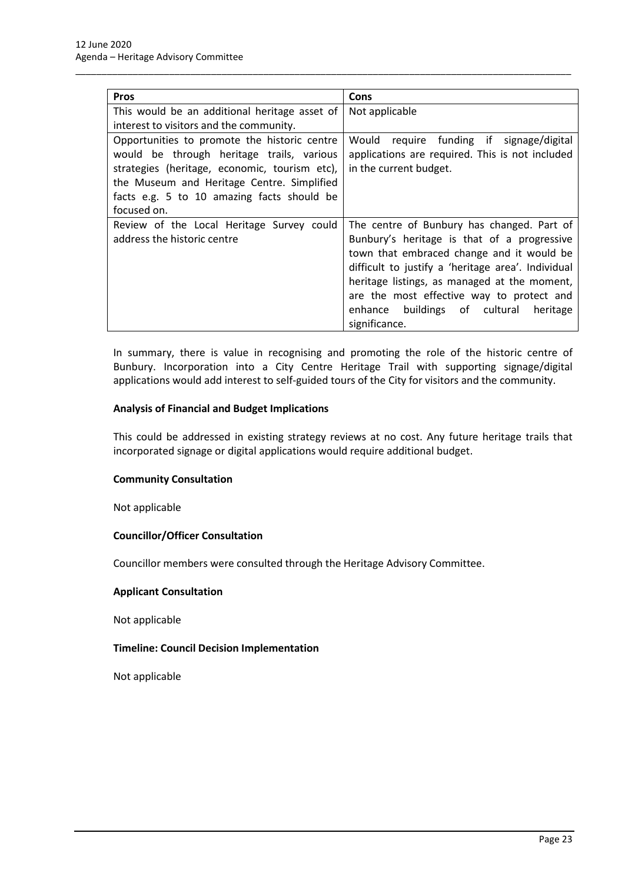| Pros | Cons |
|---|---|
| This would be an additional heritage asset of interest to visitors and the community. | Not applicable |
| Opportunities to promote the historic centre would be through heritage trails, various strategies (heritage, economic, tourism etc), the Museum and Heritage Centre. Simplified facts e.g. 5 to 10 amazing facts should be focused on. | Would require funding if signage/digital applications are required. This is not included in the current budget. |
| Review of the Local Heritage Survey could address the historic centre | The centre of Bunbury has changed. Part of Bunbury's heritage is that of a progressive town that embraced change and it would be difficult to justify a 'heritage area'. Individual heritage listings, as managed at the moment, are the most effective way to protect and enhance buildings of cultural heritage significance. |

In summary, there is value in recognising and promoting the role of the historic centre of Bunbury. Incorporation into a City Centre Heritage Trail with supporting signage/digital applications would add interest to self-guided tours of the City for visitors and the community.

**Analysis of Financial and Budget Implications**

This could be addressed in existing strategy reviews at no cost. Any future heritage trails that incorporated signage or digital applications would require additional budget.

**Community Consultation**

Not applicable

**Councillor/Officer Consultation**

Councillor members were consulted through the Heritage Advisory Committee.

**Applicant Consultation**

Not applicable

**Timeline: Council Decision Implementation**

Not applicable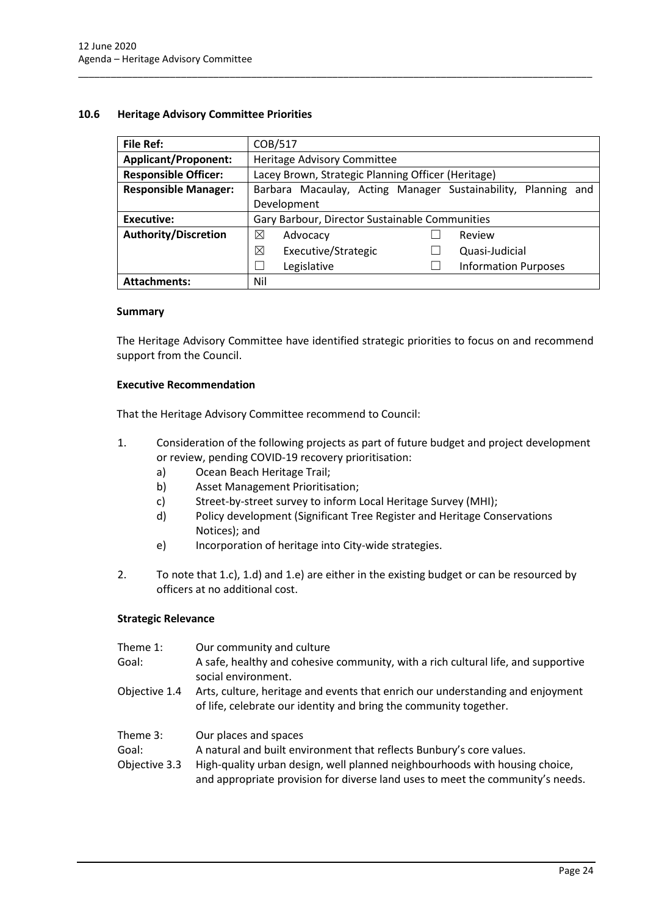## 10.6 Heritage Advisory Committee Priorities

| **File Ref:** | COB/517 |
|---|---|
| **Applicant/Proponent:** | Heritage Advisory Committee |
| **Responsible Officer:** | Lacey Brown, Strategic Planning Officer (Heritage) |
| **Responsible Manager:** | Barbara Macaulay, Acting Manager Sustainability, Planning and Development |
| **Executive:** | Gary Barbour, Director Sustainable Communities |
| **Authority/Discretion** | ☒ Advocacy ☐ Review<br>☒ Executive/Strategic ☐ Quasi-Judicial<br>☐ Legislative ☐ Information Purposes |
| **Attachments:** | Nil |

### Summary

The Heritage Advisory Committee have identified strategic priorities to focus on and recommend support from the Council.

### Executive Recommendation

That the Heritage Advisory Committee recommend to Council:

1. Consideration of the following projects as part of future budget and project development or review, pending COVID-19 recovery prioritisation:
   a) Ocean Beach Heritage Trail;
   b) Asset Management Prioritisation;
   c) Street-by-street survey to inform Local Heritage Survey (MHI);
   d) Policy development (Significant Tree Register and Heritage Conservations Notices); and
   e) Incorporation of heritage into City-wide strategies.

2. To note that 1.c), 1.d) and 1.e) are either in the existing budget or can be resourced by officers at no additional cost.

### Strategic Relevance

| | |
|---|---|
| Theme 1: | Our community and culture |
| Goal: | A safe, healthy and cohesive community, with a rich cultural life, and supportive social environment. |
| Objective 1.4 | Arts, culture, heritage and events that enrich our understanding and enjoyment of life, celebrate our identity and bring the community together. |
| Theme 3: | Our places and spaces |
| Goal: | A natural and built environment that reflects Bunbury's core values. |
| Objective 3.3 | High-quality urban design, well planned neighbourhoods with housing choice, and appropriate provision for diverse land uses to meet the community's needs. |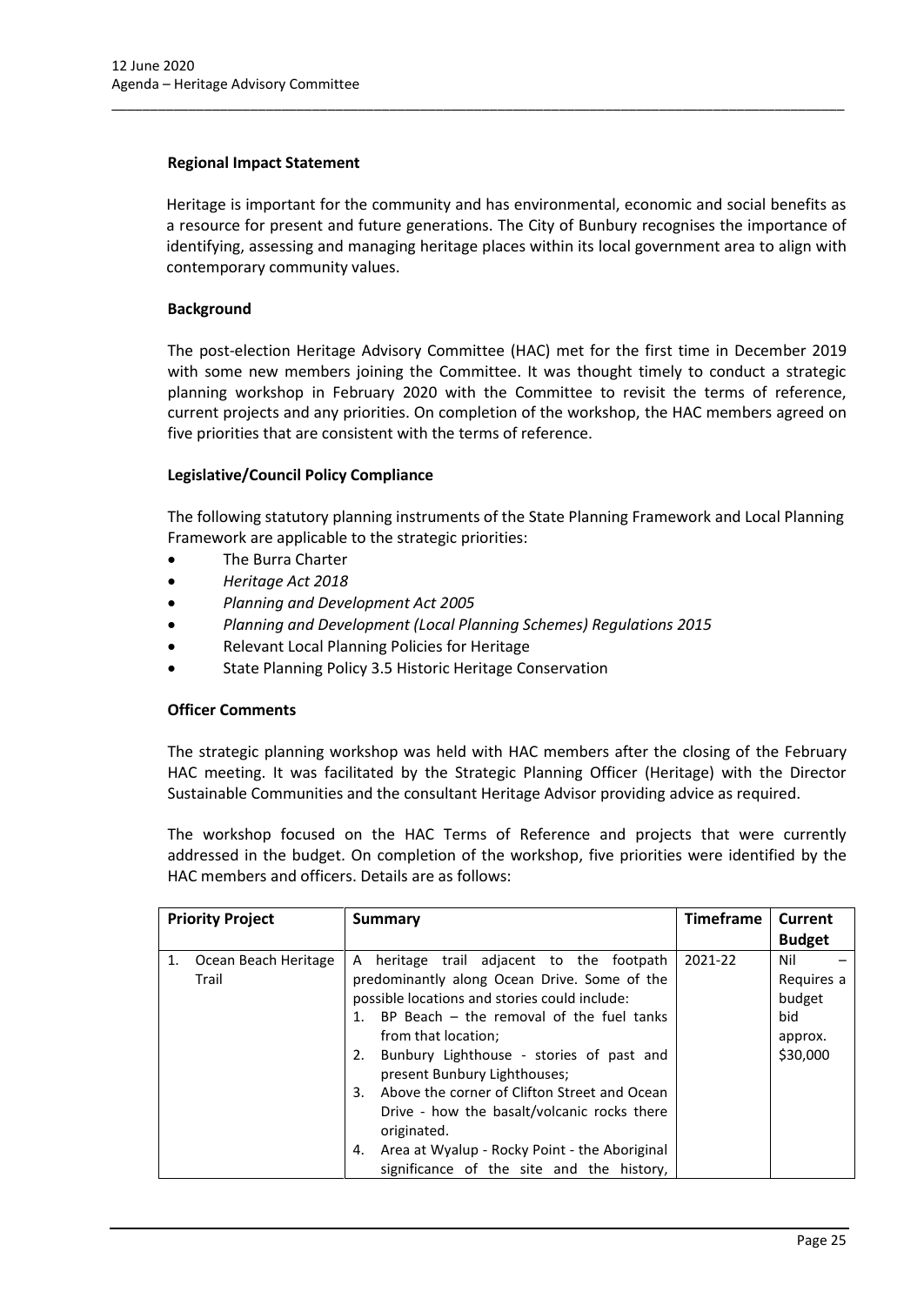**Regional Impact Statement**

Heritage is important for the community and has environmental, economic and social benefits as a resource for present and future generations. The City of Bunbury recognises the importance of identifying, assessing and managing heritage places within its local government area to align with contemporary community values.

**Background**

The post-election Heritage Advisory Committee (HAC) met for the first time in December 2019 with some new members joining the Committee. It was thought timely to conduct a strategic planning workshop in February 2020 with the Committee to revisit the terms of reference, current projects and any priorities. On completion of the workshop, the HAC members agreed on five priorities that are consistent with the terms of reference.

**Legislative/Council Policy Compliance**

The following statutory planning instruments of the State Planning Framework and Local Planning Framework are applicable to the strategic priorities:

- The Burra Charter
- *Heritage Act 2018*
- *Planning and Development Act 2005*
- *Planning and Development (Local Planning Schemes) Regulations 2015*
- Relevant Local Planning Policies for Heritage
- State Planning Policy 3.5 Historic Heritage Conservation

**Officer Comments**

The strategic planning workshop was held with HAC members after the closing of the February HAC meeting. It was facilitated by the Strategic Planning Officer (Heritage) with the Director Sustainable Communities and the consultant Heritage Advisor providing advice as required.

The workshop focused on the HAC Terms of Reference and projects that were currently addressed in the budget. On completion of the workshop, five priorities were identified by the HAC members and officers. Details are as follows:

| Priority Project | Summary | Timeframe | Current Budget |
|---|---|---|---|
| 1. Ocean Beach Heritage Trail | A heritage trail adjacent to the footpath predominantly along Ocean Drive. Some of the possible locations and stories could include:<br>1. BP Beach – the removal of the fuel tanks from that location;<br>2. Bunbury Lighthouse - stories of past and present Bunbury Lighthouses;<br>3. Above the corner of Clifton Street and Ocean Drive - how the basalt/volcanic rocks there originated.<br>4. Area at Wyalup - Rocky Point - the Aboriginal significance of the site and the history, | 2021-22 | Nil – Requires a budget bid approx. $30,000 |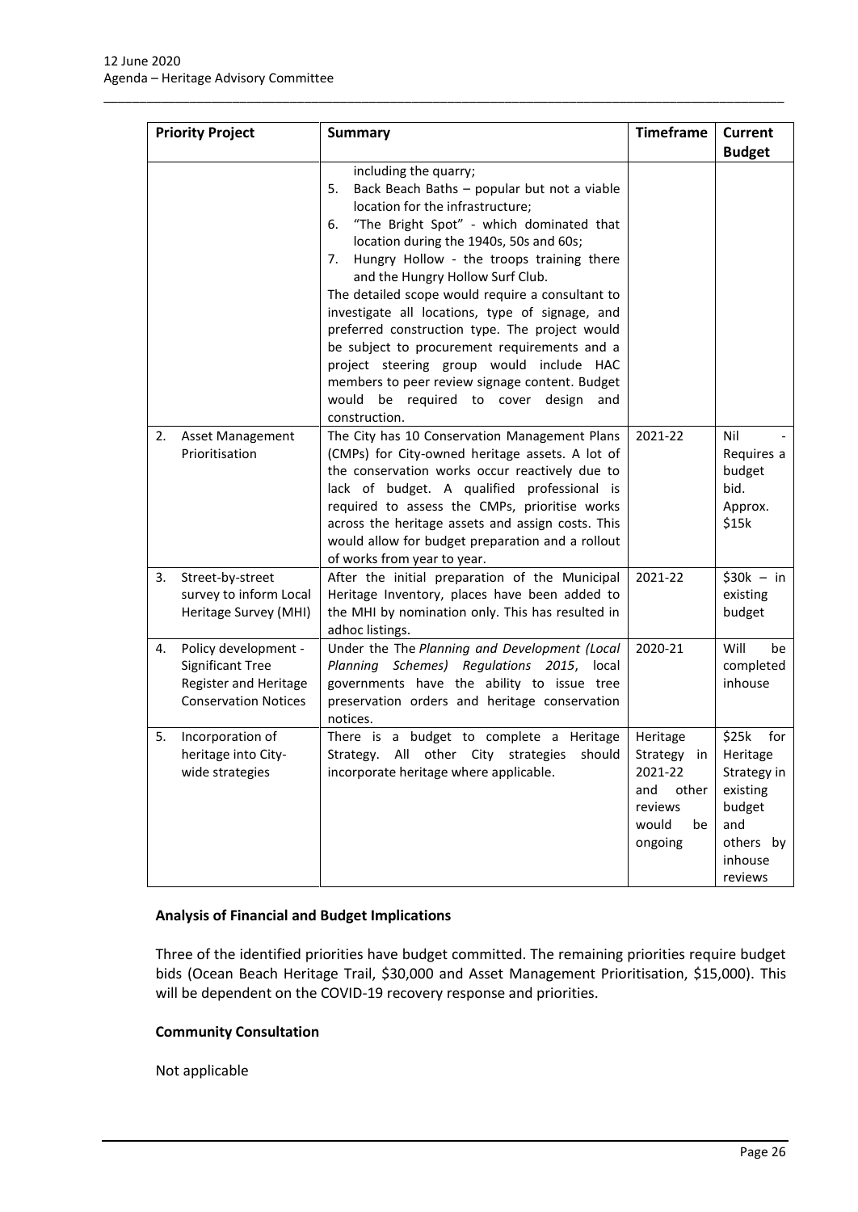| Priority Project | Summary | Timeframe | Current Budget |
|---|---|---|---|
| | including the quarry;<br>5. Back Beach Baths – popular but not a viable location for the infrastructure;<br>6. "The Bright Spot" - which dominated that location during the 1940s, 50s and 60s;<br>7. Hungry Hollow - the troops training there and the Hungry Hollow Surf Club.<br>The detailed scope would require a consultant to investigate all locations, type of signage, and preferred construction type. The project would be subject to procurement requirements and a project steering group would include HAC members to peer review signage content. Budget would be required to cover design and construction. | | |
| 2. Asset Management Prioritisation | The City has 10 Conservation Management Plans (CMPs) for City-owned heritage assets. A lot of the conservation works occur reactively due to lack of budget. A qualified professional is required to assess the CMPs, prioritise works across the heritage assets and assign costs. This would allow for budget preparation and a rollout of works from year to year. | 2021-22 | Nil - Requires a budget bid. Approx. $15k |
| 3. Street-by-street survey to inform Local Heritage Survey (MHI) | After the initial preparation of the Municipal Heritage Inventory, places have been added to the MHI by nomination only. This has resulted in adhoc listings. | 2021-22 | $30k – in existing budget |
| 4. Policy development - Significant Tree Register and Heritage Conservation Notices | Under the The *Planning and Development (Local Planning Schemes) Regulations 2015*, local governments have the ability to issue tree preservation orders and heritage conservation notices. | 2020-21 | Will be completed inhouse |
| 5. Incorporation of heritage into City-wide strategies | There is a budget to complete a Heritage Strategy. All other City strategies should incorporate heritage where applicable. | Heritage Strategy in 2021-22 and other reviews would be ongoing | $25k for Heritage Strategy in existing budget and others by inhouse reviews |

**Analysis of Financial and Budget Implications**

Three of the identified priorities have budget committed. The remaining priorities require budget bids (Ocean Beach Heritage Trail, $30,000 and Asset Management Prioritisation, $15,000). This will be dependent on the COVID-19 recovery response and priorities.

**Community Consultation**

Not applicable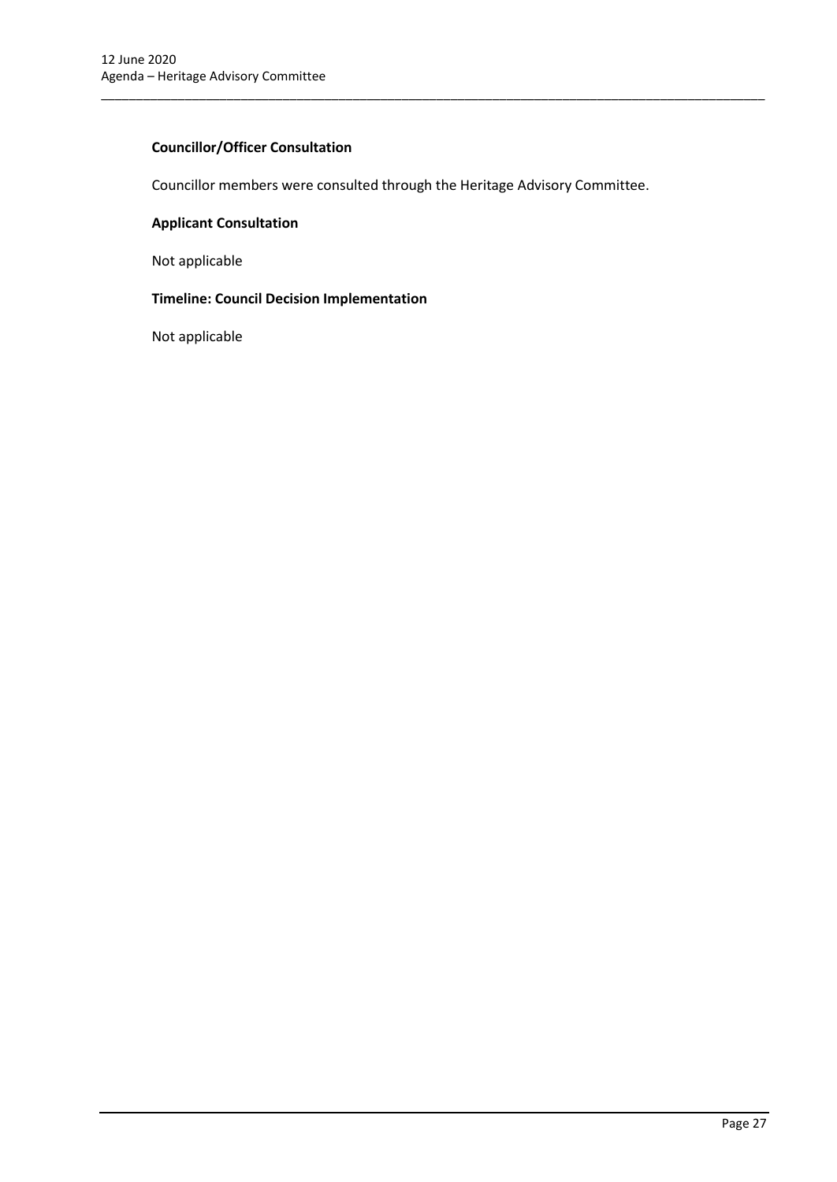**Councillor/Officer Consultation**

Councillor members were consulted through the Heritage Advisory Committee.

**Applicant Consultation**

Not applicable

**Timeline: Council Decision Implementation**

Not applicable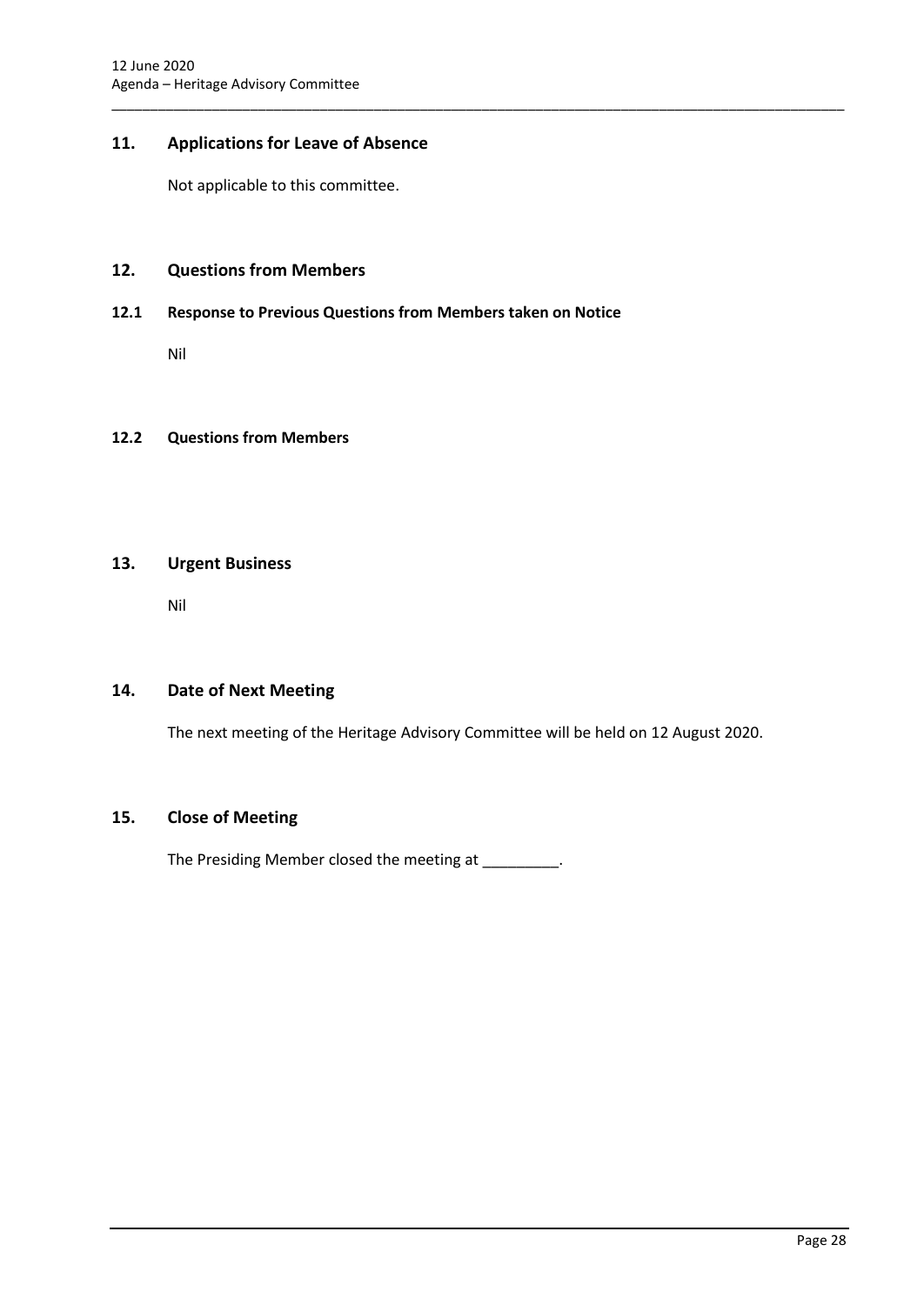## 11. Applications for Leave of Absence

Not applicable to this committee.

## 12. Questions from Members

### 12.1 Response to Previous Questions from Members taken on Notice

Nil

### 12.2 Questions from Members

## 13. Urgent Business

Nil

## 14. Date of Next Meeting

The next meeting of the Heritage Advisory Committee will be held on 12 August 2020.

## 15. Close of Meeting

The Presiding Member closed the meeting at _________.